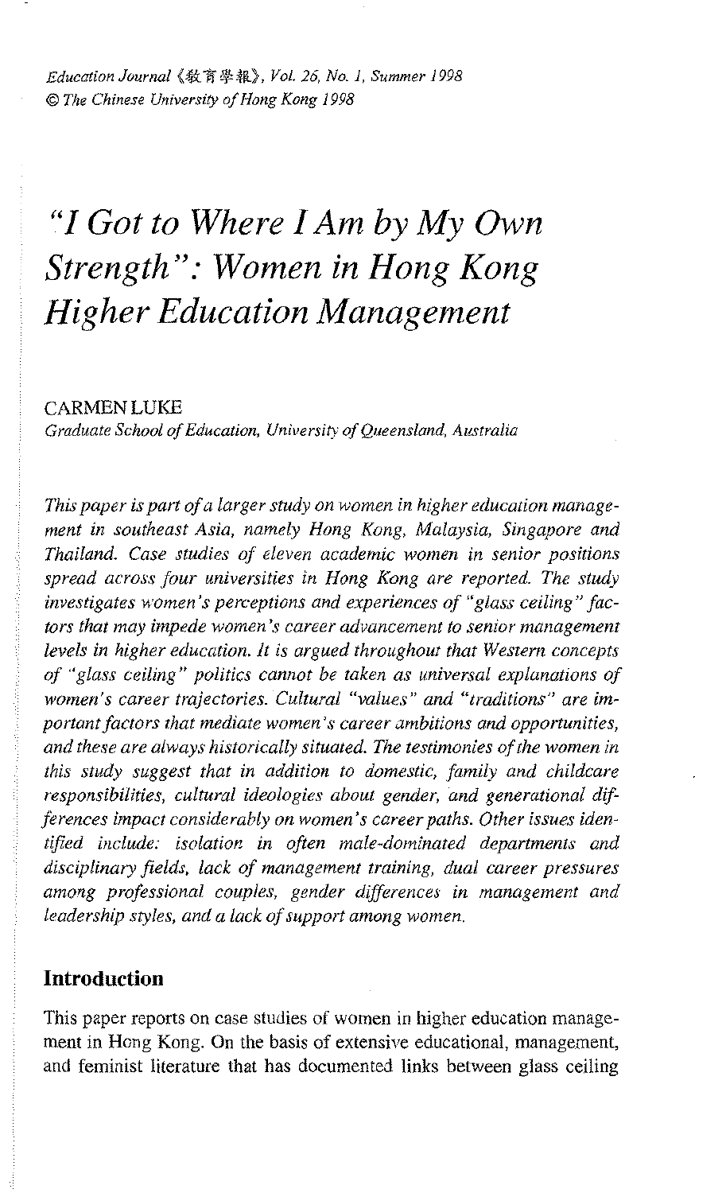Education Journal《教育學報》, Vol. 26, No. 1, Summer 1998
© The Chinese University of Hong Kong 1998

# "I Got to Where I Am by My Own Strength": Women in Hong Kong Higher Education Management

CARMEN LUKE

*Graduate School of Education, University of Queensland, Australia*

*This paper is part of a larger study on women in higher education management in southeast Asia, namely Hong Kong, Malaysia, Singapore and Thailand. Case studies of eleven academic women in senior positions spread across four universities in Hong Kong are reported. The study investigates women's perceptions and experiences of "glass ceiling" factors that may impede women's career advancement to senior management levels in higher education. It is argued throughout that Western concepts of "glass ceiling" politics cannot be taken as universal explanations of women's career trajectories. Cultural "values" and "traditions" are important factors that mediate women's career ambitions and opportunities, and these are always historically situated. The testimonies of the women in this study suggest that in addition to domestic, family and childcare responsibilities, cultural ideologies about gender, and generational differences impact considerably on women's career paths. Other issues identified include: isolation in often male-dominated departments and disciplinary fields, lack of management training, dual career pressures among professional couples, gender differences in management and leadership styles, and a lack of support among women.*

## Introduction

This paper reports on case studies of women in higher education management in Hong Kong. On the basis of extensive educational, management, and feminist literature that has documented links between glass ceiling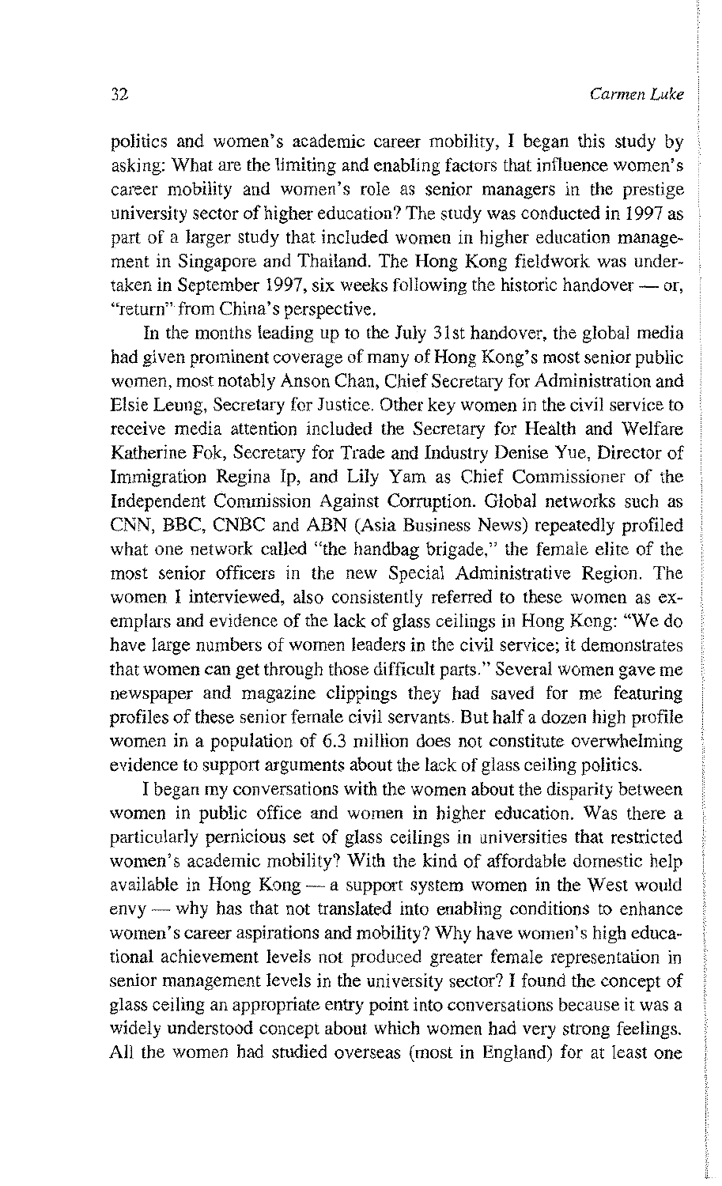politics and women's academic career mobility, I began this study by asking: What are the limiting and enabling factors that influence women's career mobility and women's role as senior managers in the prestige university sector of higher education? The study was conducted in 1997 as part of a larger study that included women in higher education management in Singapore and Thailand. The Hong Kong fieldwork was undertaken in September 1997, six weeks following the historic handover — or, "return" from China's perspective.

In the months leading up to the July 31st handover, the global media had given prominent coverage of many of Hong Kong's most senior public women, most notably Anson Chan, Chief Secretary for Administration and Elsie Leung, Secretary for Justice. Other key women in the civil service to receive media attention included the Secretary for Health and Welfare Katherine Fok, Secretary for Trade and Industry Denise Yue, Director of Immigration Regina Ip, and Lily Yam as Chief Commissioner of the Independent Commission Against Corruption. Global networks such as CNN, BBC, CNBC and ABN (Asia Business News) repeatedly profiled what one network called "the handbag brigade," the female elite of the most senior officers in the new Special Administrative Region. The women I interviewed, also consistently referred to these women as exemplars and evidence of the lack of glass ceilings in Hong Kong: "We do have large numbers of women leaders in the civil service; it demonstrates that women can get through those difficult parts." Several women gave me newspaper and magazine clippings they had saved for me featuring profiles of these senior female civil servants. But half a dozen high profile women in a population of 6.3 million does not constitute overwhelming evidence to support arguments about the lack of glass ceiling politics.

I began my conversations with the women about the disparity between women in public office and women in higher education. Was there a particularly pernicious set of glass ceilings in universities that restricted women's academic mobility? With the kind of affordable domestic help available in Hong Kong — a support system women in the West would envy — why has that not translated into enabling conditions to enhance women's career aspirations and mobility? Why have women's high educational achievement levels not produced greater female representation in senior management levels in the university sector? I found the concept of glass ceiling an appropriate entry point into conversations because it was a widely understood concept about which women had very strong feelings. All the women had studied overseas (most in England) for at least one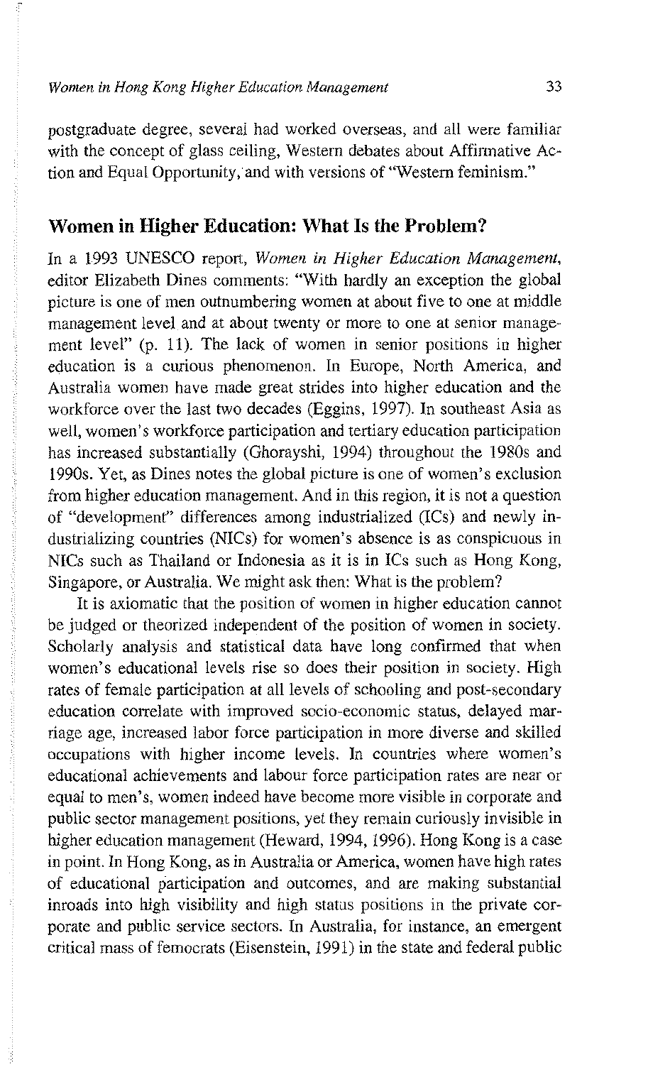postgraduate degree, several had worked overseas, and all were familiar with the concept of glass ceiling, Western debates about Affirmative Action and Equal Opportunity, and with versions of "Western feminism."

## Women in Higher Education: What Is the Problem?

In a 1993 UNESCO report, *Women in Higher Education Management*, editor Elizabeth Dines comments: "With hardly an exception the global picture is one of men outnumbering women at about five to one at middle management level and at about twenty or more to one at senior management level" (p. 11). The lack of women in senior positions in higher education is a curious phenomenon. In Europe, North America, and Australia women have made great strides into higher education and the workforce over the last two decades (Eggins, 1997). In southeast Asia as well, women's workforce participation and tertiary education participation has increased substantially (Ghorayshi, 1994) throughout the 1980s and 1990s. Yet, as Dines notes the global picture is one of women's exclusion from higher education management. And in this region, it is not a question of "development" differences among industrialized (ICs) and newly industrializing countries (NICs) for women's absence is as conspicuous in NICs such as Thailand or Indonesia as it is in ICs such as Hong Kong, Singapore, or Australia. We might ask then: What is the problem?

It is axiomatic that the position of women in higher education cannot be judged or theorized independent of the position of women in society. Scholarly analysis and statistical data have long confirmed that when women's educational levels rise so does their position in society. High rates of female participation at all levels of schooling and post-secondary education correlate with improved socio-economic status, delayed marriage age, increased labor force participation in more diverse and skilled occupations with higher income levels. In countries where women's educational achievements and labour force participation rates are near or equal to men's, women indeed have become more visible in corporate and public sector management positions, yet they remain curiously invisible in higher education management (Heward, 1994, 1996). Hong Kong is a case in point. In Hong Kong, as in Australia or America, women have high rates of educational participation and outcomes, and are making substantial inroads into high visibility and high status positions in the private corporate and public service sectors. In Australia, for instance, an emergent critical mass of femocrats (Eisenstein, 1991) in the state and federal public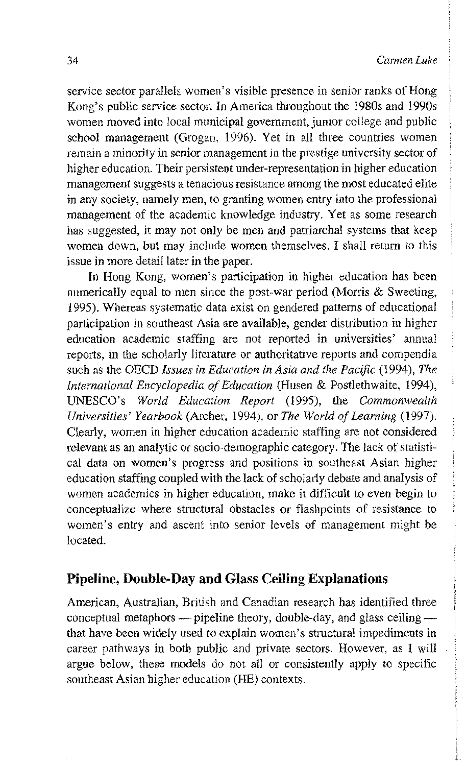service sector parallels women's visible presence in senior ranks of Hong Kong's public service sector. In America throughout the 1980s and 1990s women moved into local municipal government, junior college and public school management (Grogan, 1996). Yet in all three countries women remain a minority in senior management in the prestige university sector of higher education. Their persistent under-representation in higher education management suggests a tenacious resistance among the most educated elite in any society, namely men, to granting women entry into the professional management of the academic knowledge industry. Yet as some research has suggested, it may not only be men and patriarchal systems that keep women down, but may include women themselves. I shall return to this issue in more detail later in the paper.

In Hong Kong, women's participation in higher education has been numerically equal to men since the post-war period (Morris & Sweeting, 1995). Whereas systematic data exist on gendered patterns of educational participation in southeast Asia are available, gender distribution in higher education academic staffing are not reported in universities' annual reports, in the scholarly literature or authoritative reports and compendia such as the OECD *Issues in Education in Asia and the Pacific* (1994), *The International Encyclopedia of Education* (Husen & Postlethwaite, 1994), UNESCO's *World Education Report* (1995), the *Commonwealth Universities' Yearbook* (Archer, 1994), or *The World of Learning* (1997). Clearly, women in higher education academic staffing are not considered relevant as an analytic or socio-demographic category. The lack of statistical data on women's progress and positions in southeast Asian higher education staffing coupled with the lack of scholarly debate and analysis of women academics in higher education, make it difficult to even begin to conceptualize where structural obstacles or flashpoints of resistance to women's entry and ascent into senior levels of management might be located.

## Pipeline, Double-Day and Glass Ceiling Explanations

American, Australian, British and Canadian research has identified three conceptual metaphors — pipeline theory, double-day, and glass ceiling — that have been widely used to explain women's structural impediments in career pathways in both public and private sectors. However, as I will argue below, these models do not all or consistently apply to specific southeast Asian higher education (HE) contexts.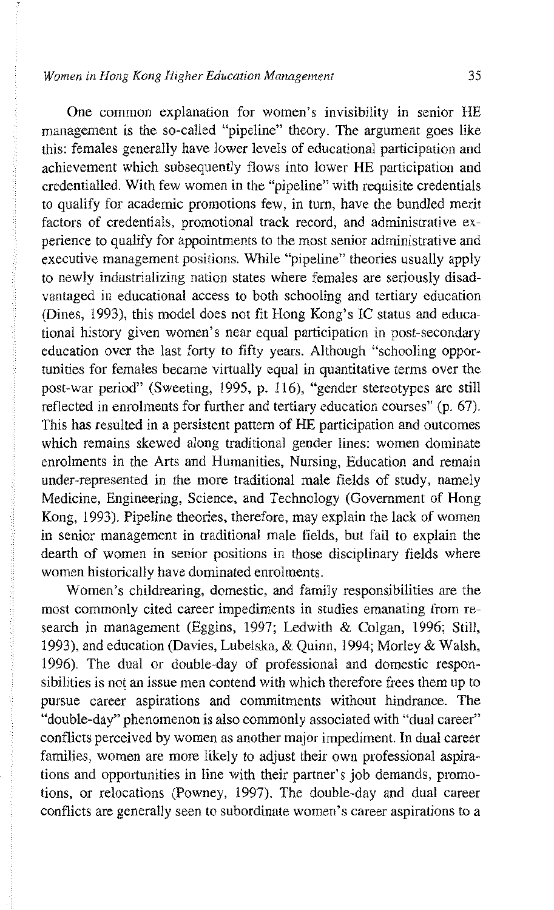One common explanation for women's invisibility in senior HE management is the so-called "pipeline" theory. The argument goes like this: females generally have lower levels of educational participation and achievement which subsequently flows into lower HE participation and credentialled. With few women in the "pipeline" with requisite credentials to qualify for academic promotions few, in turn, have the bundled merit factors of credentials, promotional track record, and administrative experience to qualify for appointments to the most senior administrative and executive management positions. While "pipeline" theories usually apply to newly industrializing nation states where females are seriously disadvantaged in educational access to both schooling and tertiary education (Dines, 1993), this model does not fit Hong Kong's IC status and educational history given women's near equal participation in post-secondary education over the last forty to fifty years. Although "schooling opportunities for females became virtually equal in quantitative terms over the post-war period" (Sweeting, 1995, p. 116), "gender stereotypes are still reflected in enrolments for further and tertiary education courses" (p. 67). This has resulted in a persistent pattern of HE participation and outcomes which remains skewed along traditional gender lines: women dominate enrolments in the Arts and Humanities, Nursing, Education and remain under-represented in the more traditional male fields of study, namely Medicine, Engineering, Science, and Technology (Government of Hong Kong, 1993). Pipeline theories, therefore, may explain the lack of women in senior management in traditional male fields, but fail to explain the dearth of women in senior positions in those disciplinary fields where women historically have dominated enrolments.

Women's childrearing, domestic, and family responsibilities are the most commonly cited career impediments in studies emanating from research in management (Eggins, 1997; Ledwith & Colgan, 1996; Still, 1993), and education (Davies, Lubelska, & Quinn, 1994; Morley & Walsh, 1996). The dual or double-day of professional and domestic responsibilities is not an issue men contend with which therefore frees them up to pursue career aspirations and commitments without hindrance. The "double-day" phenomenon is also commonly associated with "dual career" conflicts perceived by women as another major impediment. In dual career families, women are more likely to adjust their own professional aspirations and opportunities in line with their partner's job demands, promotions, or relocations (Powney, 1997). The double-day and dual career conflicts are generally seen to subordinate women's career aspirations to a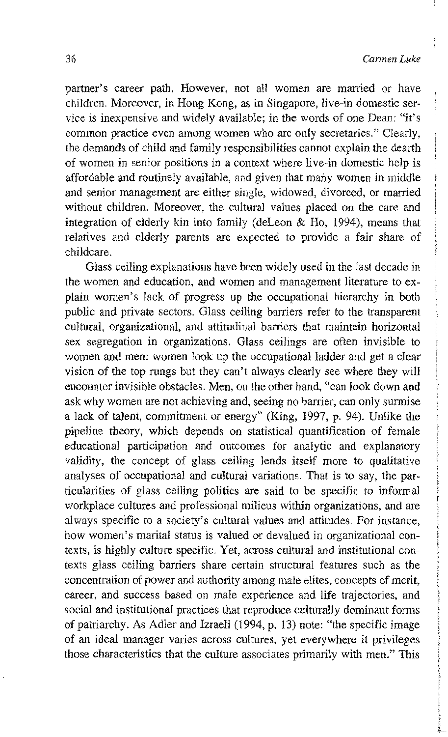partner's career path. However, not all women are married or have children. Moreover, in Hong Kong, as in Singapore, live-in domestic service is inexpensive and widely available; in the words of one Dean: "it's common practice even among women who are only secretaries." Clearly, the demands of child and family responsibilities cannot explain the dearth of women in senior positions in a context where live-in domestic help is affordable and routinely available, and given that many women in middle and senior management are either single, widowed, divorced, or married without children. Moreover, the cultural values placed on the care and integration of elderly kin into family (deLeon & Ho, 1994), means that relatives and elderly parents are expected to provide a fair share of childcare.

Glass ceiling explanations have been widely used in the last decade in the women and education, and women and management literature to explain women's lack of progress up the occupational hierarchy in both public and private sectors. Glass ceiling barriers refer to the transparent cultural, organizational, and attitudinal barriers that maintain horizontal sex segregation in organizations. Glass ceilings are often invisible to women and men: women look up the occupational ladder and get a clear vision of the top rungs but they can't always clearly see where they will encounter invisible obstacles. Men, on the other hand, "can look down and ask why women are not achieving and, seeing no barrier, can only surmise a lack of talent, commitment or energy" (King, 1997, p. 94). Unlike the pipeline theory, which depends on statistical quantification of female educational participation and outcomes for analytic and explanatory validity, the concept of glass ceiling lends itself more to qualitative analyses of occupational and cultural variations. That is to say, the particularities of glass ceiling politics are said to be specific to informal workplace cultures and professional milieus within organizations, and are always specific to a society's cultural values and attitudes. For instance, how women's marital status is valued or devalued in organizational contexts, is highly culture specific. Yet, across cultural and institutional contexts glass ceiling barriers share certain structural features such as the concentration of power and authority among male elites, concepts of merit, career, and success based on male experience and life trajectories, and social and institutional practices that reproduce culturally dominant forms of patriarchy. As Adler and Izraeli (1994, p. 13) note: "the specific image of an ideal manager varies across cultures, yet everywhere it privileges those characteristics that the culture associates primarily with men." This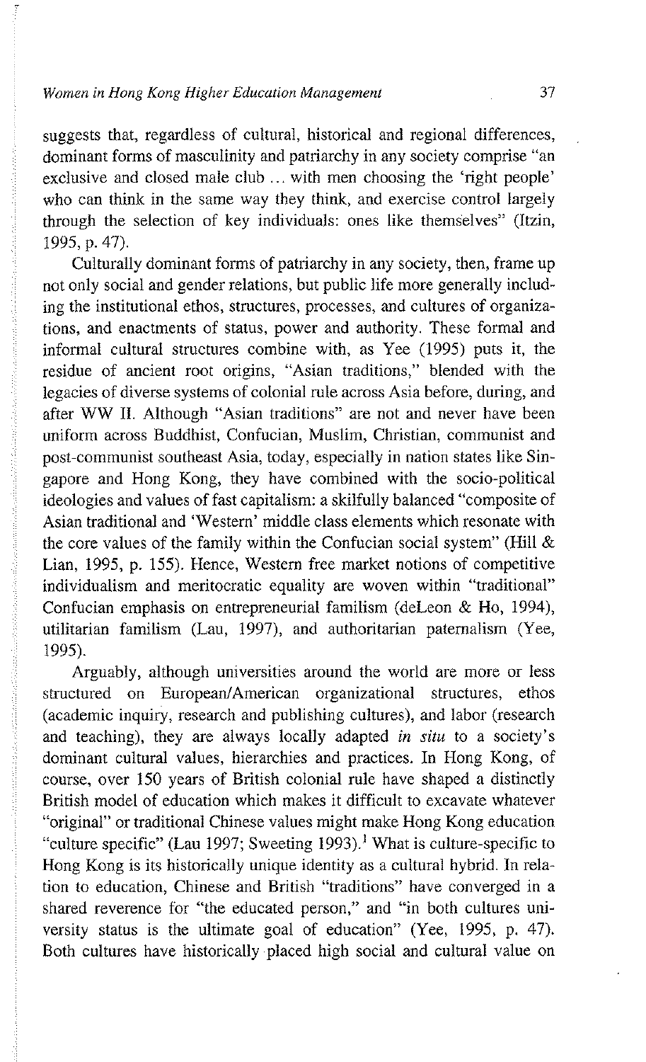suggests that, regardless of cultural, historical and regional differences, dominant forms of masculinity and patriarchy in any society comprise "an exclusive and closed male club ... with men choosing the 'right people' who can think in the same way they think, and exercise control largely through the selection of key individuals: ones like themselves" (Itzin, 1995, p. 47).

Culturally dominant forms of patriarchy in any society, then, frame up not only social and gender relations, but public life more generally including the institutional ethos, structures, processes, and cultures of organizations, and enactments of status, power and authority. These formal and informal cultural structures combine with, as Yee (1995) puts it, the residue of ancient root origins, "Asian traditions," blended with the legacies of diverse systems of colonial rule across Asia before, during, and after WW II. Although "Asian traditions" are not and never have been uniform across Buddhist, Confucian, Muslim, Christian, communist and post-communist southeast Asia, today, especially in nation states like Singapore and Hong Kong, they have combined with the socio-political ideologies and values of fast capitalism: a skilfully balanced "composite of Asian traditional and 'Western' middle class elements which resonate with the core values of the family within the Confucian social system" (Hill & Lian, 1995, p. 155). Hence, Western free market notions of competitive individualism and meritocratic equality are woven within "traditional" Confucian emphasis on entrepreneurial familism (deLeon & Ho, 1994), utilitarian familism (Lau, 1997), and authoritarian paternalism (Yee, 1995).

Arguably, although universities around the world are more or less structured on European/American organizational structures, ethos (academic inquiry, research and publishing cultures), and labor (research and teaching), they are always locally adapted *in situ* to a society's dominant cultural values, hierarchies and practices. In Hong Kong, of course, over 150 years of British colonial rule have shaped a distinctly British model of education which makes it difficult to excavate whatever "original" or traditional Chinese values might make Hong Kong education "culture specific" (Lau 1997; Sweeting 1993).[1] What is culture-specific to Hong Kong is its historically unique identity as a cultural hybrid. In relation to education, Chinese and British "traditions" have converged in a shared reverence for "the educated person," and "in both cultures university status is the ultimate goal of education" (Yee, 1995, p. 47). Both cultures have historically placed high social and cultural value on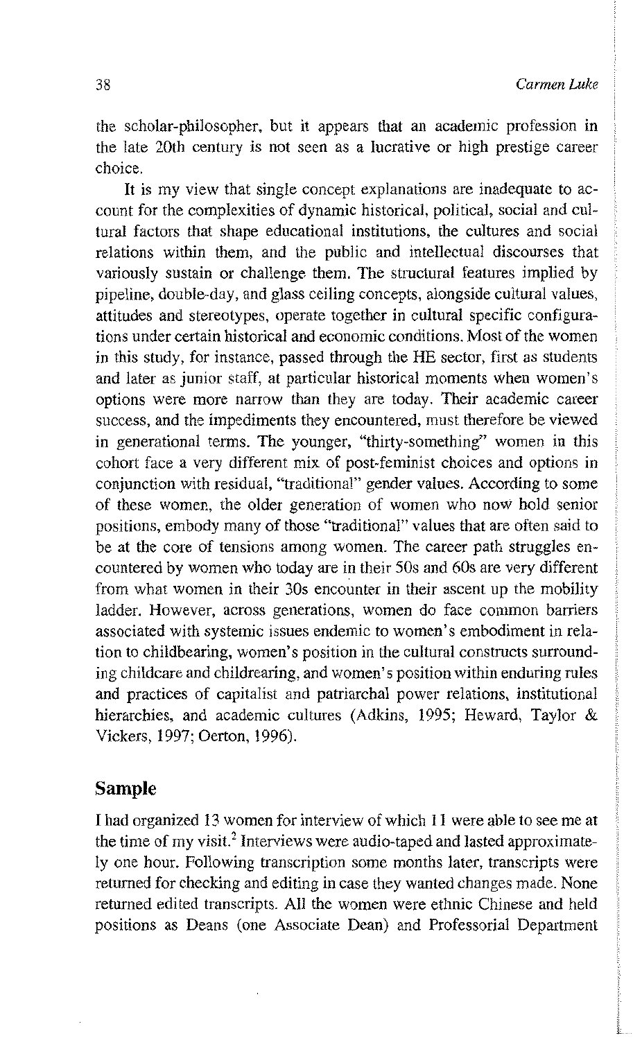the scholar-philosopher, but it appears that an academic profession in the late 20th century is not seen as a lucrative or high prestige career choice.

It is my view that single concept explanations are inadequate to account for the complexities of dynamic historical, political, social and cultural factors that shape educational institutions, the cultures and social relations within them, and the public and intellectual discourses that variously sustain or challenge them. The structural features implied by pipeline, double-day, and glass ceiling concepts, alongside cultural values, attitudes and stereotypes, operate together in cultural specific configurations under certain historical and economic conditions. Most of the women in this study, for instance, passed through the HE sector, first as students and later as junior staff, at particular historical moments when women's options were more narrow than they are today. Their academic career success, and the impediments they encountered, must therefore be viewed in generational terms. The younger, "thirty-something" women in this cohort face a very different mix of post-feminist choices and options in conjunction with residual, "traditional" gender values. According to some of these women, the older generation of women who now hold senior positions, embody many of those "traditional" values that are often said to be at the core of tensions among women. The career path struggles encountered by women who today are in their 50s and 60s are very different from what women in their 30s encounter in their ascent up the mobility ladder. However, across generations, women do face common barriers associated with systemic issues endemic to women's embodiment in relation to childbearing, women's position in the cultural constructs surrounding childcare and childrearing, and women's position within enduring rules and practices of capitalist and patriarchal power relations, institutional hierarchies, and academic cultures (Adkins, 1995; Heward, Taylor & Vickers, 1997; Oerton, 1996).

## Sample

I had organized 13 women for interview of which 11 were able to see me at the time of my visit.[2] Interviews were audio-taped and lasted approximately one hour. Following transcription some months later, transcripts were returned for checking and editing in case they wanted changes made. None returned edited transcripts. All the women were ethnic Chinese and held positions as Deans (one Associate Dean) and Professorial Department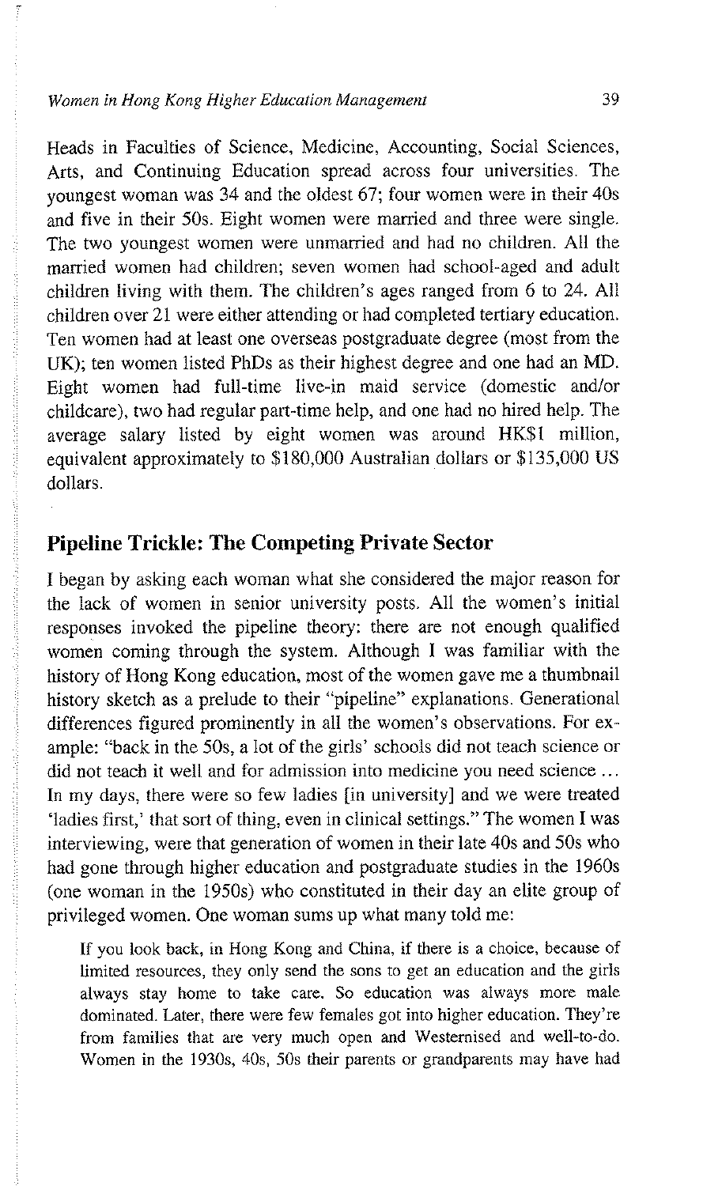Heads in Faculties of Science, Medicine, Accounting, Social Sciences, Arts, and Continuing Education spread across four universities. The youngest woman was 34 and the oldest 67; four women were in their 40s and five in their 50s. Eight women were married and three were single. The two youngest women were unmarried and had no children. All the married women had children; seven women had school-aged and adult children living with them. The children's ages ranged from 6 to 24. All children over 21 were either attending or had completed tertiary education. Ten women had at least one overseas postgraduate degree (most from the UK); ten women listed PhDs as their highest degree and one had an MD. Eight women had full-time live-in maid service (domestic and/or childcare), two had regular part-time help, and one had no hired help. The average salary listed by eight women was around HK$1 million, equivalent approximately to $180,000 Australian dollars or $135,000 US dollars.

## Pipeline Trickle: The Competing Private Sector

I began by asking each woman what she considered the major reason for the lack of women in senior university posts. All the women's initial responses invoked the pipeline theory: there are not enough qualified women coming through the system. Although I was familiar with the history of Hong Kong education, most of the women gave me a thumbnail history sketch as a prelude to their "pipeline" explanations. Generational differences figured prominently in all the women's observations. For example: "back in the 50s, a lot of the girls' schools did not teach science or did not teach it well and for admission into medicine you need science … In my days, there were so few ladies [in university] and we were treated 'ladies first,' that sort of thing, even in clinical settings." The women I was interviewing, were that generation of women in their late 40s and 50s who had gone through higher education and postgraduate studies in the 1960s (one woman in the 1950s) who constituted in their day an elite group of privileged women. One woman sums up what many told me:

> If you look back, in Hong Kong and China, if there is a choice, because of limited resources, they only send the sons to get an education and the girls always stay home to take care. So education was always more male dominated. Later, there were few females got into higher education. They're from families that are very much open and Westernised and well-to-do. Women in the 1930s, 40s, 50s their parents or grandparents may have had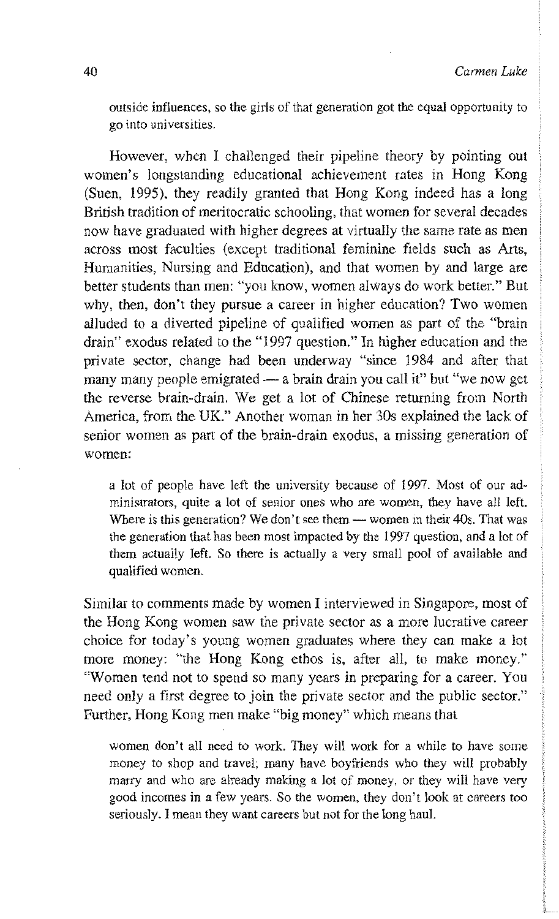> outside influences, so the girls of that generation got the equal opportunity to go into universities.

However, when I challenged their pipeline theory by pointing out women's longstanding educational achievement rates in Hong Kong (Suen, 1995), they readily granted that Hong Kong indeed has a long British tradition of meritocratic schooling, that women for several decades now have graduated with higher degrees at virtually the same rate as men across most faculties (except traditional feminine fields such as Arts, Humanities, Nursing and Education), and that women by and large are better students than men: "you know, women always do work better." But why, then, don't they pursue a career in higher education? Two women alluded to a diverted pipeline of qualified women as part of the "brain drain" exodus related to the "1997 question." In higher education and the private sector, change had been underway "since 1984 and after that many many people emigrated — a brain drain you call it" but "we now get the reverse brain-drain. We get a lot of Chinese returning from North America, from the UK." Another woman in her 30s explained the lack of senior women as part of the brain-drain exodus, a missing generation of women:

> a lot of people have left the university because of 1997. Most of our administrators, quite a lot of senior ones who are women, they have all left. Where is this generation? We don't see them — women in their 40s. That was the generation that has been most impacted by the 1997 question, and a lot of them actually left. So there is actually a very small pool of available and qualified women.

Similar to comments made by women I interviewed in Singapore, most of the Hong Kong women saw the private sector as a more lucrative career choice for today's young women graduates where they can make a lot more money: "the Hong Kong ethos is, after all, to make money." "Women tend not to spend so many years in preparing for a career. You need only a first degree to join the private sector and the public sector." Further, Hong Kong men make "big money" which means that

> women don't all need to work. They will work for a while to have some money to shop and travel; many have boyfriends who they will probably marry and who are already making a lot of money, or they will have very good incomes in a few years. So the women, they don't look at careers too seriously. I mean they want careers but not for the long haul.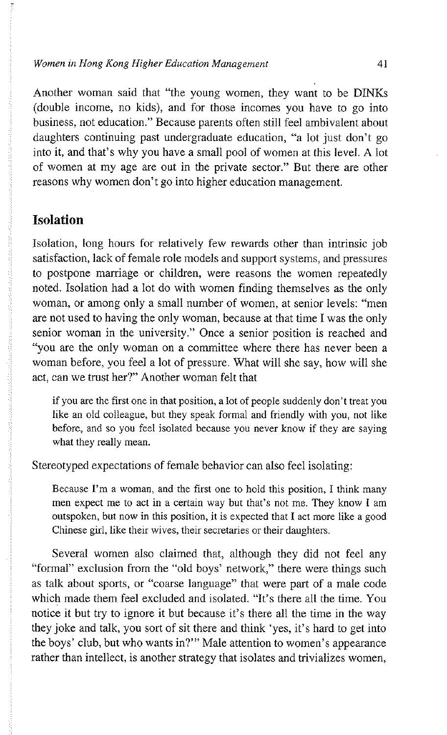Another woman said that "the young women, they want to be DINKs (double income, no kids), and for those incomes you have to go into business, not education." Because parents often still feel ambivalent about daughters continuing past undergraduate education, "a lot just don't go into it, and that's why you have a small pool of women at this level. A lot of women at my age are out in the private sector." But there are other reasons why women don't go into higher education management.

## Isolation

Isolation, long hours for relatively few rewards other than intrinsic job satisfaction, lack of female role models and support systems, and pressures to postpone marriage or children, were reasons the women repeatedly noted. Isolation had a lot do with women finding themselves as the only woman, or among only a small number of women, at senior levels: "men are not used to having the only woman, because at that time I was the only senior woman in the university." Once a senior position is reached and "you are the only woman on a committee where there has never been a woman before, you feel a lot of pressure. What will she say, how will she act, can we trust her?" Another woman felt that

> if you are the first one in that position, a lot of people suddenly don't treat you like an old colleague, but they speak formal and friendly with you, not like before, and so you feel isolated because you never know if they are saying what they really mean.

Stereotyped expectations of female behavior can also feel isolating:

> Because I'm a woman, and the first one to hold this position, I think many men expect me to act in a certain way but that's not me. They know I am outspoken, but now in this position, it is expected that I act more like a good Chinese girl, like their wives, their secretaries or their daughters.

Several women also claimed that, although they did not feel any "formal" exclusion from the "old boys' network," there were things such as talk about sports, or "coarse language" that were part of a male code which made them feel excluded and isolated. "It's there all the time. You notice it but try to ignore it but because it's there all the time in the way they joke and talk, you sort of sit there and think 'yes, it's hard to get into the boys' club, but who wants in?'" Male attention to women's appearance rather than intellect, is another strategy that isolates and trivializes women,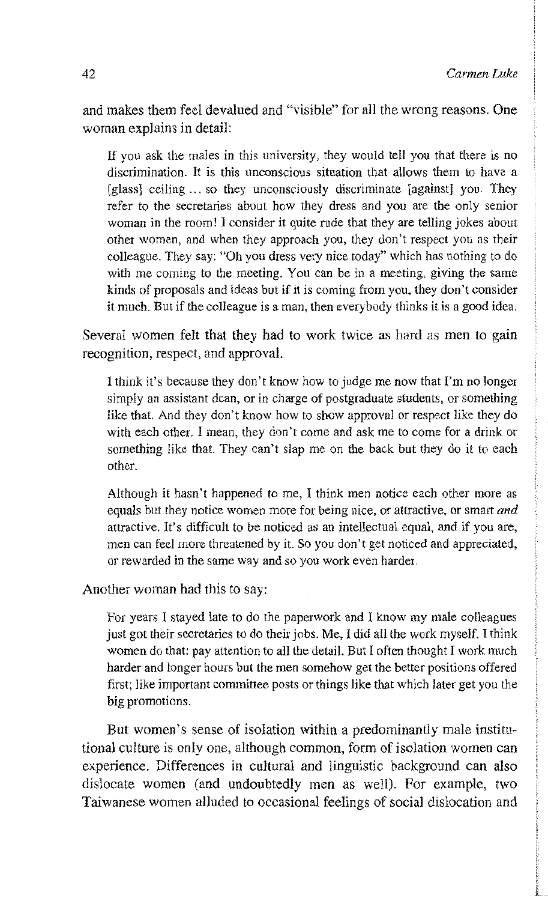and makes them feel devalued and "visible" for all the wrong reasons. One woman explains in detail:

> If you ask the males in this university, they would tell you that there is no discrimination. It is this unconscious situation that allows them to have a [glass] ceiling ... so they unconsciously discriminate [against] you. They refer to the secretaries about how they dress and you are the only senior woman in the room! I consider it quite rude that they are telling jokes about other women, and when they approach you, they don't respect you as their colleague. They say: "Oh you dress very nice today" which has nothing to do with me coming to the meeting. You can be in a meeting, giving the same kinds of proposals and ideas but if it is coming from you, they don't consider it much. But if the colleague is a man, then everybody thinks it is a good idea.

Several women felt that they had to work twice as hard as men to gain recognition, respect, and approval.

> I think it's because they don't know how to judge me now that I'm no longer simply an assistant dean, or in charge of postgraduate students, or something like that. And they don't know how to show approval or respect like they do with each other. I mean, they don't come and ask me to come for a drink or something like that. They can't slap me on the back but they do it to each other.

> Although it hasn't happened to me, I think men notice each other more as equals but they notice women more for being nice, or attractive, or smart *and* attractive. It's difficult to be noticed as an intellectual equal, and if you are, men can feel more threatened by it. So you don't get noticed and appreciated, or rewarded in the same way and so you work even harder.

Another woman had this to say:

> For years I stayed late to do the paperwork and I know my male colleagues just got their secretaries to do their jobs. Me, I did all the work myself. I think women do that: pay attention to all the detail. But I often thought I work much harder and longer hours but the men somehow get the better positions offered first; like important committee posts or things like that which later get you the big promotions.

But women's sense of isolation within a predominantly male institutional culture is only one, although common, form of isolation women can experience. Differences in cultural and linguistic background can also dislocate women (and undoubtedly men as well). For example, two Taiwanese women alluded to occasional feelings of social dislocation and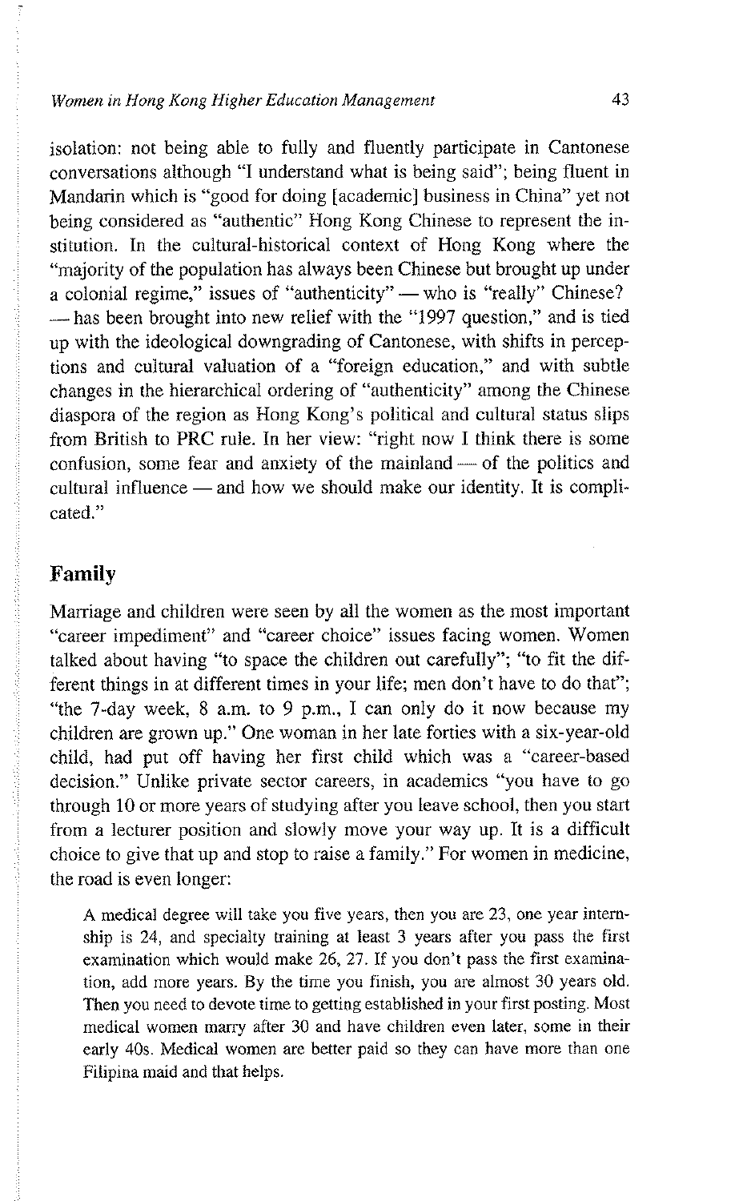isolation: not being able to fully and fluently participate in Cantonese conversations although "I understand what is being said"; being fluent in Mandarin which is "good for doing [academic] business in China" yet not being considered as "authentic" Hong Kong Chinese to represent the institution. In the cultural-historical context of Hong Kong where the "majority of the population has always been Chinese but brought up under a colonial regime," issues of "authenticity" — who is "really" Chinese? — has been brought into new relief with the "1997 question," and is tied up with the ideological downgrading of Cantonese, with shifts in perceptions and cultural valuation of a "foreign education," and with subtle changes in the hierarchical ordering of "authenticity" among the Chinese diaspora of the region as Hong Kong's political and cultural status slips from British to PRC rule. In her view: "right now I think there is some confusion, some fear and anxiety of the mainland — of the politics and cultural influence — and how we should make our identity. It is complicated."

## Family

Marriage and children were seen by all the women as the most important "career impediment" and "career choice" issues facing women. Women talked about having "to space the children out carefully"; "to fit the different things in at different times in your life; men don't have to do that"; "the 7-day week, 8 a.m. to 9 p.m., I can only do it now because my children are grown up." One woman in her late forties with a six-year-old child, had put off having her first child which was a "career-based decision." Unlike private sector careers, in academics "you have to go through 10 or more years of studying after you leave school, then you start from a lecturer position and slowly move your way up. It is a difficult choice to give that up and stop to raise a family." For women in medicine, the road is even longer:

> A medical degree will take you five years, then you are 23, one year internship is 24, and specialty training at least 3 years after you pass the first examination which would make 26, 27. If you don't pass the first examination, add more years. By the time you finish, you are almost 30 years old. Then you need to devote time to getting established in your first posting. Most medical women marry after 30 and have children even later, some in their early 40s. Medical women are better paid so they can have more than one Filipina maid and that helps.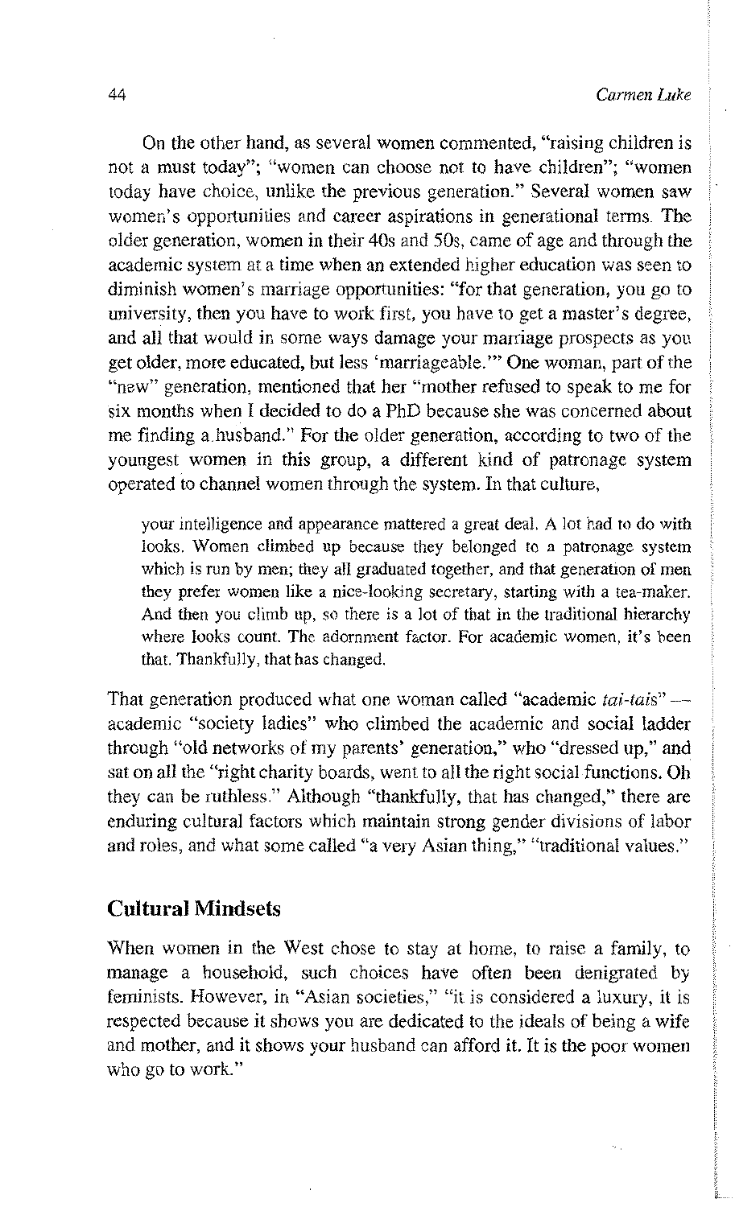On the other hand, as several women commented, "raising children is not a must today"; "women can choose not to have children"; "women today have choice, unlike the previous generation." Several women saw women's opportunities and career aspirations in generational terms. The older generation, women in their 40s and 50s, came of age and through the academic system at a time when an extended higher education was seen to diminish women's marriage opportunities: "for that generation, you go to university, then you have to work first, you have to get a master's degree, and all that would in some ways damage your marriage prospects as you get older, more educated, but less 'marriageable.'" One woman, part of the "new" generation, mentioned that her "mother refused to speak to me for six months when I decided to do a PhD because she was concerned about me finding a husband." For the older generation, according to two of the youngest women in this group, a different kind of patronage system operated to channel women through the system. In that culture,

> your intelligence and appearance mattered a great deal. A lot had to do with looks. Women climbed up because they belonged to a patronage system which is run by men; they all graduated together, and that generation of men they prefer women like a nice-looking secretary, starting with a tea-maker. And then you climb up, so there is a lot of that in the traditional hierarchy where looks count. The adornment factor. For academic women, it's been that. Thankfully, that has changed.

That generation produced what one woman called "academic *tai-tais*"— academic "society ladies" who climbed the academic and social ladder through "old networks of my parents' generation," who "dressed up," and sat on all the "right charity boards, went to all the right social functions. Oh they can be ruthless." Although "thankfully, that has changed," there are enduring cultural factors which maintain strong gender divisions of labor and roles, and what some called "a very Asian thing," "traditional values."

## Cultural Mindsets

When women in the West chose to stay at home, to raise a family, to manage a household, such choices have often been denigrated by feminists. However, in "Asian societies," "it is considered a luxury, it is respected because it shows you are dedicated to the ideals of being a wife and mother, and it shows your husband can afford it. It is the poor women who go to work."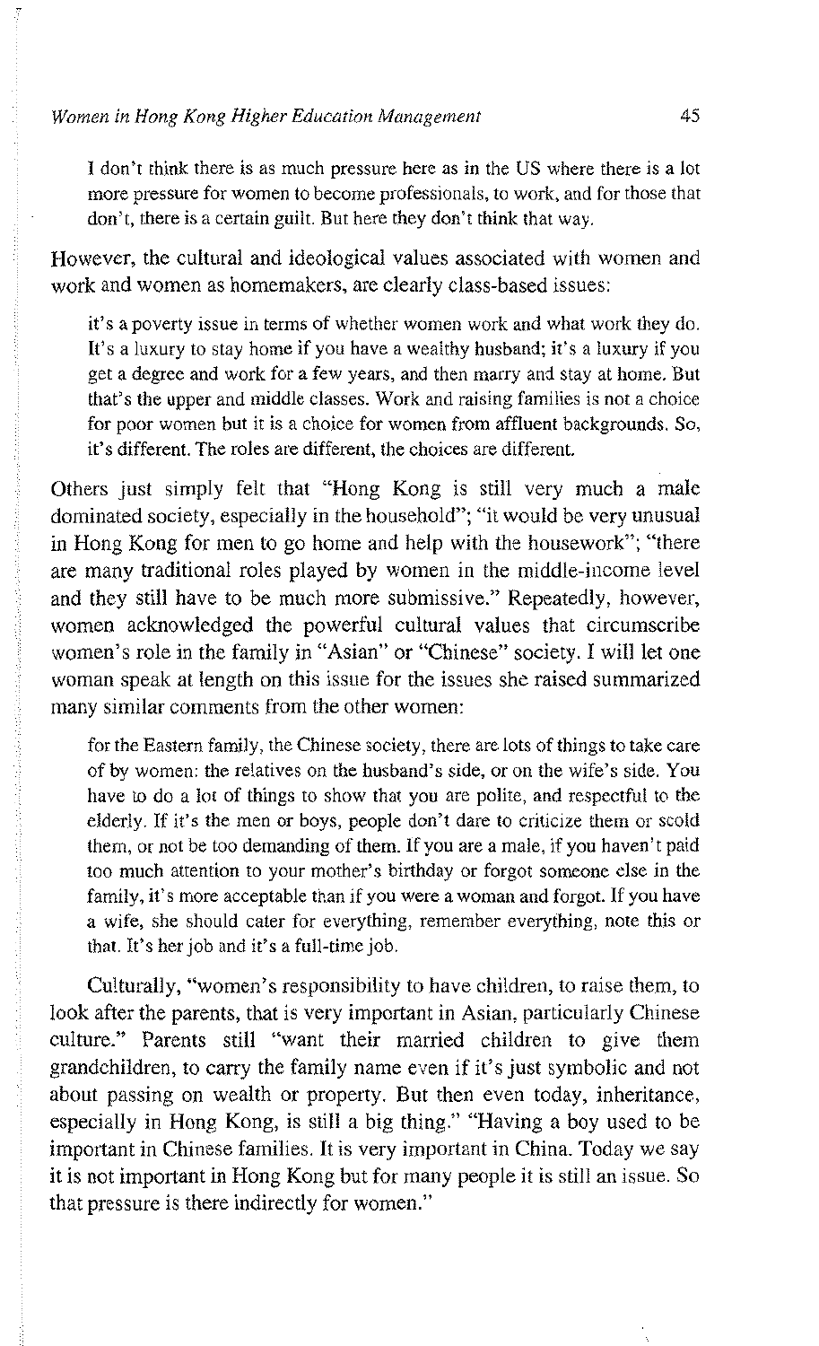> I don't think there is as much pressure here as in the US where there is a lot more pressure for women to become professionals, to work, and for those that don't, there is a certain guilt. But here they don't think that way.

However, the cultural and ideological values associated with women and work and women as homemakers, are clearly class-based issues:

> it's a poverty issue in terms of whether women work and what work they do. It's a luxury to stay home if you have a wealthy husband; it's a luxury if you get a degree and work for a few years, and then marry and stay at home. But that's the upper and middle classes. Work and raising families is not a choice for poor women but it is a choice for women from affluent backgrounds. So, it's different. The roles are different, the choices are different.

Others just simply felt that "Hong Kong is still very much a male dominated society, especially in the household"; "it would be very unusual in Hong Kong for men to go home and help with the housework"; "there are many traditional roles played by women in the middle-income level and they still have to be much more submissive." Repeatedly, however, women acknowledged the powerful cultural values that circumscribe women's role in the family in "Asian" or "Chinese" society. I will let one woman speak at length on this issue for the issues she raised summarized many similar comments from the other women:

> for the Eastern family, the Chinese society, there are lots of things to take care of by women: the relatives on the husband's side, or on the wife's side. You have to do a lot of things to show that you are polite, and respectful to the elderly. If it's the men or boys, people don't dare to criticize them or scold them, or not be too demanding of them. If you are a male, if you haven't paid too much attention to your mother's birthday or forgot someone else in the family, it's more acceptable than if you were a woman and forgot. If you have a wife, she should cater for everything, remember everything, note this or that. It's her job and it's a full-time job.

Culturally, "women's responsibility to have children, to raise them, to look after the parents, that is very important in Asian, particularly Chinese culture." Parents still "want their married children to give them grandchildren, to carry the family name even if it's just symbolic and not about passing on wealth or property. But then even today, inheritance, especially in Hong Kong, is still a big thing." "Having a boy used to be important in Chinese families. It is very important in China. Today we say it is not important in Hong Kong but for many people it is still an issue. So that pressure is there indirectly for women."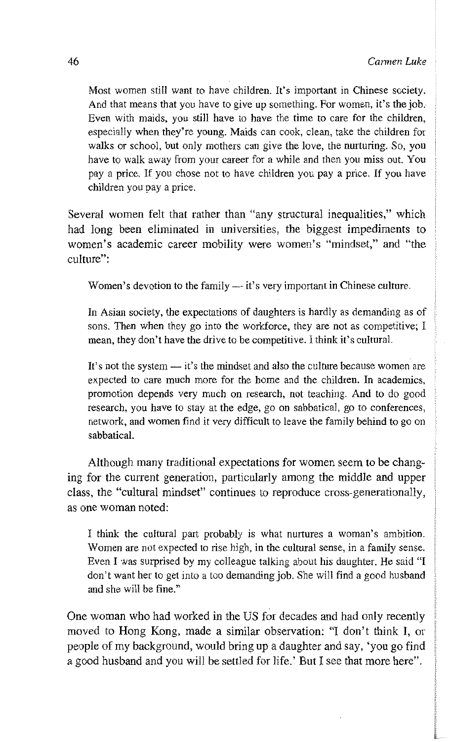> Most women still want to have children. It's important in Chinese society. And that means that you have to give up something. For women, it's the job. Even with maids, you still have to have the time to care for the children, especially when they're young. Maids can cook, clean, take the children for walks or school, but only mothers can give the love, the nurturing. So, you have to walk away from your career for a while and then you miss out. You pay a price. If you chose not to have children you pay a price. If you have children you pay a price.

Several women felt that rather than "any structural inequalities," which had long been eliminated in universities, the biggest impediments to women's academic career mobility were women's "mindset," and "the culture":

> Women's devotion to the family — it's very important in Chinese culture.

> In Asian society, the expectations of daughters is hardly as demanding as of sons. Then when they go into the workforce, they are not as competitive; I mean, they don't have the drive to be competitive. I think it's cultural.

> It's not the system — it's the mindset and also the culture because women are expected to care much more for the home and the children. In academics, promotion depends very much on research, not teaching. And to do good research, you have to stay at the edge, go on sabbatical, go to conferences, network, and women find it very difficult to leave the family behind to go on sabbatical.

Although many traditional expectations for women seem to be changing for the current generation, particularly among the middle and upper class, the "cultural mindset" continues to reproduce cross-generationally, as one woman noted:

> I think the cultural part probably is what nurtures a woman's ambition. Women are not expected to rise high, in the cultural sense, in a family sense. Even I was surprised by my colleague talking about his daughter. He said "I don't want her to get into a too demanding job. She will find a good husband and she will be fine."

One woman who had worked in the US for decades and had only recently moved to Hong Kong, made a similar observation: "I don't think I, or people of my background, would bring up a daughter and say, 'you go find a good husband and you will be settled for life.' But I see that more here".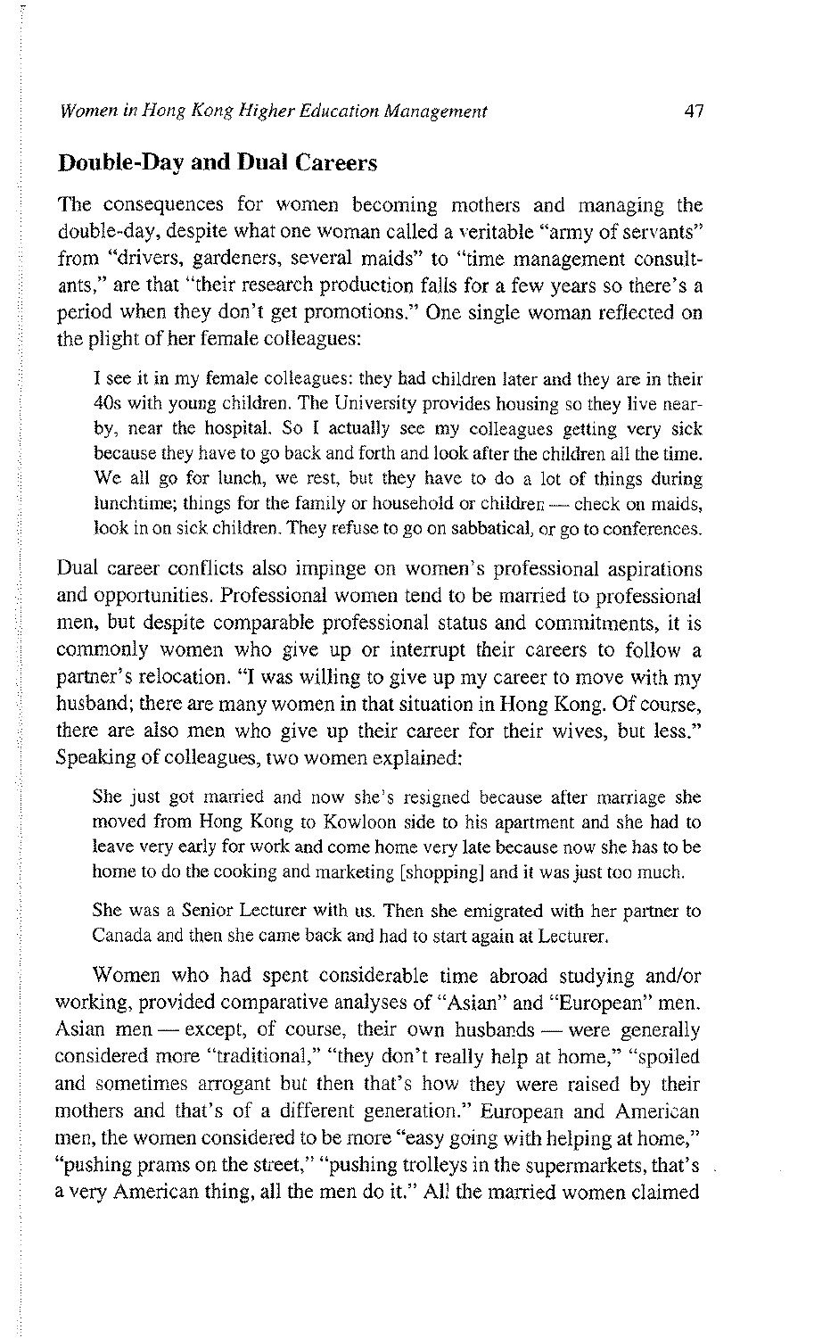## Double-Day and Dual Careers

The consequences for women becoming mothers and managing the double-day, despite what one woman called a veritable "army of servants" from "drivers, gardeners, several maids" to "time management consultants," are that "their research production falls for a few years so there's a period when they don't get promotions." One single woman reflected on the plight of her female colleagues:

> I see it in my female colleagues: they had children later and they are in their 40s with young children. The University provides housing so they live nearby, near the hospital. So I actually see my colleagues getting very sick because they have to go back and forth and look after the children all the time. We all go for lunch, we rest, but they have to do a lot of things during lunchtime; things for the family or household or children — check on maids, look in on sick children. They refuse to go on sabbatical, or go to conferences.

Dual career conflicts also impinge on women's professional aspirations and opportunities. Professional women tend to be married to professional men, but despite comparable professional status and commitments, it is commonly women who give up or interrupt their careers to follow a partner's relocation. "I was willing to give up my career to move with my husband; there are many women in that situation in Hong Kong. Of course, there are also men who give up their career for their wives, but less." Speaking of colleagues, two women explained:

> She just got married and now she's resigned because after marriage she moved from Hong Kong to Kowloon side to his apartment and she had to leave very early for work and come home very late because now she has to be home to do the cooking and marketing [shopping] and it was just too much.

> She was a Senior Lecturer with us. Then she emigrated with her partner to Canada and then she came back and had to start again at Lecturer.

Women who had spent considerable time abroad studying and/or working, provided comparative analyses of "Asian" and "European" men. Asian men — except, of course, their own husbands — were generally considered more "traditional," "they don't really help at home," "spoiled and sometimes arrogant but then that's how they were raised by their mothers and that's of a different generation." European and American men, the women considered to be more "easy going with helping at home," "pushing prams on the street," "pushing trolleys in the supermarkets, that's a very American thing, all the men do it." All the married women claimed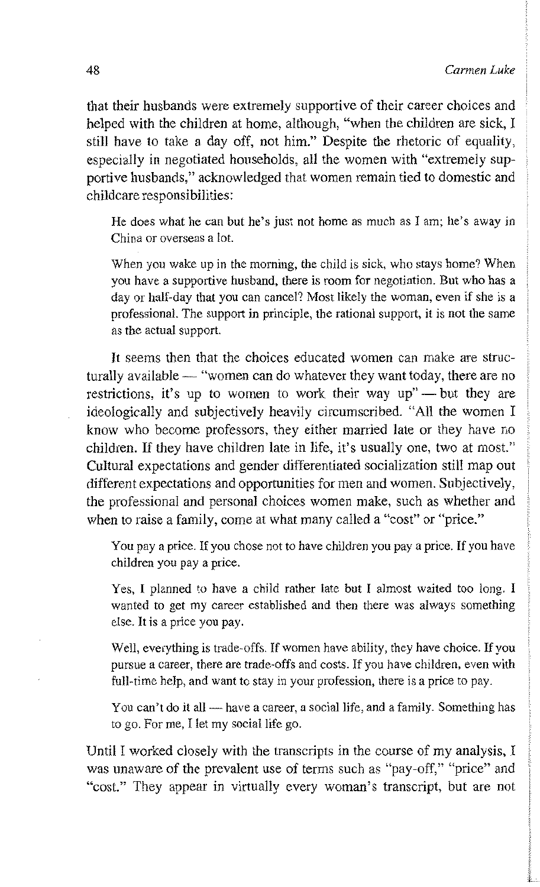that their husbands were extremely supportive of their career choices and helped with the children at home, although, "when the children are sick, I still have to take a day off, not him." Despite the rhetoric of equality, especially in negotiated households, all the women with "extremely supportive husbands," acknowledged that women remain tied to domestic and childcare responsibilities:

> He does what he can but he's just not home as much as I am; he's away in China or overseas a lot.

> When you wake up in the morning, the child is sick, who stays home? When you have a supportive husband, there is room for negotiation. But who has a day or half-day that you can cancel? Most likely the woman, even if she is a professional. The support in principle, the rational support, it is not the same as the actual support.

It seems then that the choices educated women can make are structurally available — "women can do whatever they want today, there are no restrictions, it's up to women to work their way up" — but they are ideologically and subjectively heavily circumscribed. "All the women I know who become professors, they either married late or they have no children. If they have children late in life, it's usually one, two at most." Cultural expectations and gender differentiated socialization still map out different expectations and opportunities for men and women. Subjectively, the professional and personal choices women make, such as whether and when to raise a family, come at what many called a "cost" or "price."

> You pay a price. If you chose not to have children you pay a price. If you have children you pay a price.

> Yes, I planned to have a child rather late but I almost waited too long. I wanted to get my career established and then there was always something else. It is a price you pay.

> Well, everything is trade-offs. If women have ability, they have choice. If you pursue a career, there are trade-offs and costs. If you have children, even with full-time help, and want to stay in your profession, there is a price to pay.

> You can't do it all — have a career, a social life, and a family. Something has to go. For me, I let my social life go.

Until I worked closely with the transcripts in the course of my analysis, I was unaware of the prevalent use of terms such as "pay-off," "price" and "cost." They appear in virtually every woman's transcript, but are not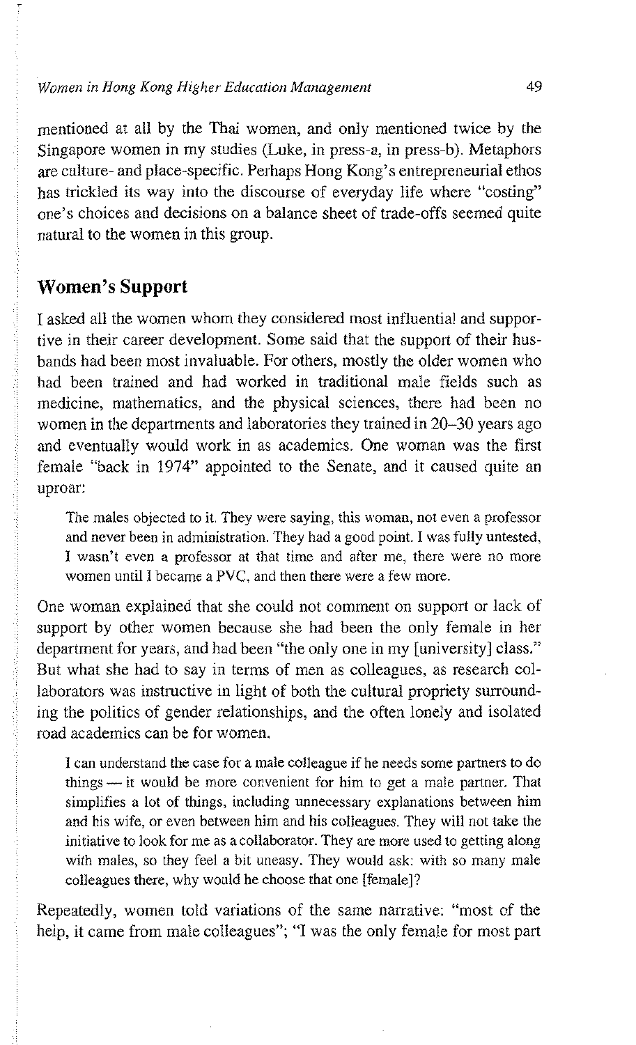mentioned at all by the Thai women, and only mentioned twice by the Singapore women in my studies (Luke, in press-a, in press-b). Metaphors are culture- and place-specific. Perhaps Hong Kong's entrepreneurial ethos has trickled its way into the discourse of everyday life where "costing" one's choices and decisions on a balance sheet of trade-offs seemed quite natural to the women in this group.

## Women's Support

I asked all the women whom they considered most influential and supportive in their career development. Some said that the support of their husbands had been most invaluable. For others, mostly the older women who had been trained and had worked in traditional male fields such as medicine, mathematics, and the physical sciences, there had been no women in the departments and laboratories they trained in 20–30 years ago and eventually would work in as academics. One woman was the first female "back in 1974" appointed to the Senate, and it caused quite an uproar:

> The males objected to it. They were saying, this woman, not even a professor and never been in administration. They had a good point. I was fully untested, I wasn't even a professor at that time and after me, there were no more women until I became a PVC, and then there were a few more.

One woman explained that she could not comment on support or lack of support by other women because she had been the only female in her department for years, and had been "the only one in my [university] class." But what she had to say in terms of men as colleagues, as research collaborators was instructive in light of both the cultural propriety surrounding the politics of gender relationships, and the often lonely and isolated road academics can be for women.

> I can understand the case for a male colleague if he needs some partners to do things — it would be more convenient for him to get a male partner. That simplifies a lot of things, including unnecessary explanations between him and his wife, or even between him and his colleagues. They will not take the initiative to look for me as a collaborator. They are more used to getting along with males, so they feel a bit uneasy. They would ask: with so many male colleagues there, why would he choose that one [female]?

Repeatedly, women told variations of the same narrative: "most of the help, it came from male colleagues"; "I was the only female for most part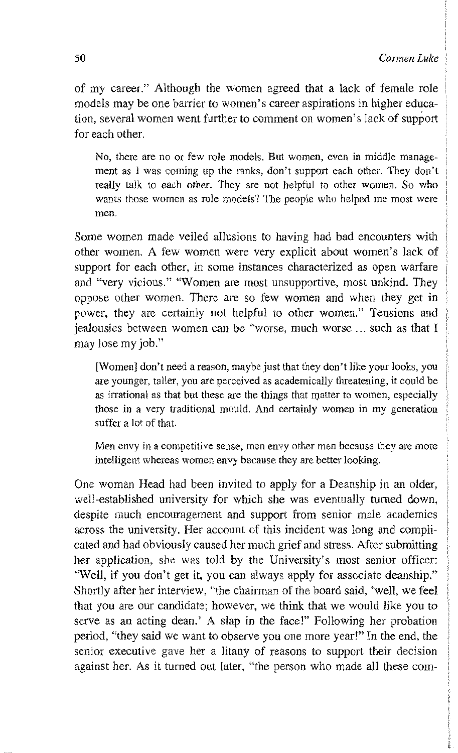of my career." Although the women agreed that a lack of female role models may be one barrier to women's career aspirations in higher education, several women went further to comment on women's lack of support for each other.

> No, there are no or few role models. But women, even in middle management as I was coming up the ranks, don't support each other. They don't really talk to each other. They are not helpful to other women. So who wants those women as role models? The people who helped me most were men.

Some women made veiled allusions to having had bad encounters with other women. A few women were very explicit about women's lack of support for each other, in some instances characterized as open warfare and "very vicious." "Women are most unsupportive, most unkind. They oppose other women. There are so few women and when they get in power, they are certainly not helpful to other women." Tensions and jealousies between women can be "worse, much worse ... such as that I may lose my job."

> [Women] don't need a reason, maybe just that they don't like your looks, you are younger, taller, you are perceived as academically threatening, it could be as irrational as that but these are the things that matter to women, especially those in a very traditional mould. And certainly women in my generation suffer a lot of that.

> Men envy in a competitive sense; men envy other men because they are more intelligent whereas women envy because they are better looking.

One woman Head had been invited to apply for a Deanship in an older, well-established university for which she was eventually turned down, despite much encouragement and support from senior male academics across the university. Her account of this incident was long and complicated and had obviously caused her much grief and stress. After submitting her application, she was told by the University's most senior officer: "Well, if you don't get it, you can always apply for associate deanship." Shortly after her interview, "the chairman of the board said, 'well, we feel that you are our candidate; however, we think that we would like you to serve as an acting dean.' A slap in the face!" Following her probation period, "they said we want to observe you one more year!" In the end, the senior executive gave her a litany of reasons to support their decision against her. As it turned out later, "the person who made all these com-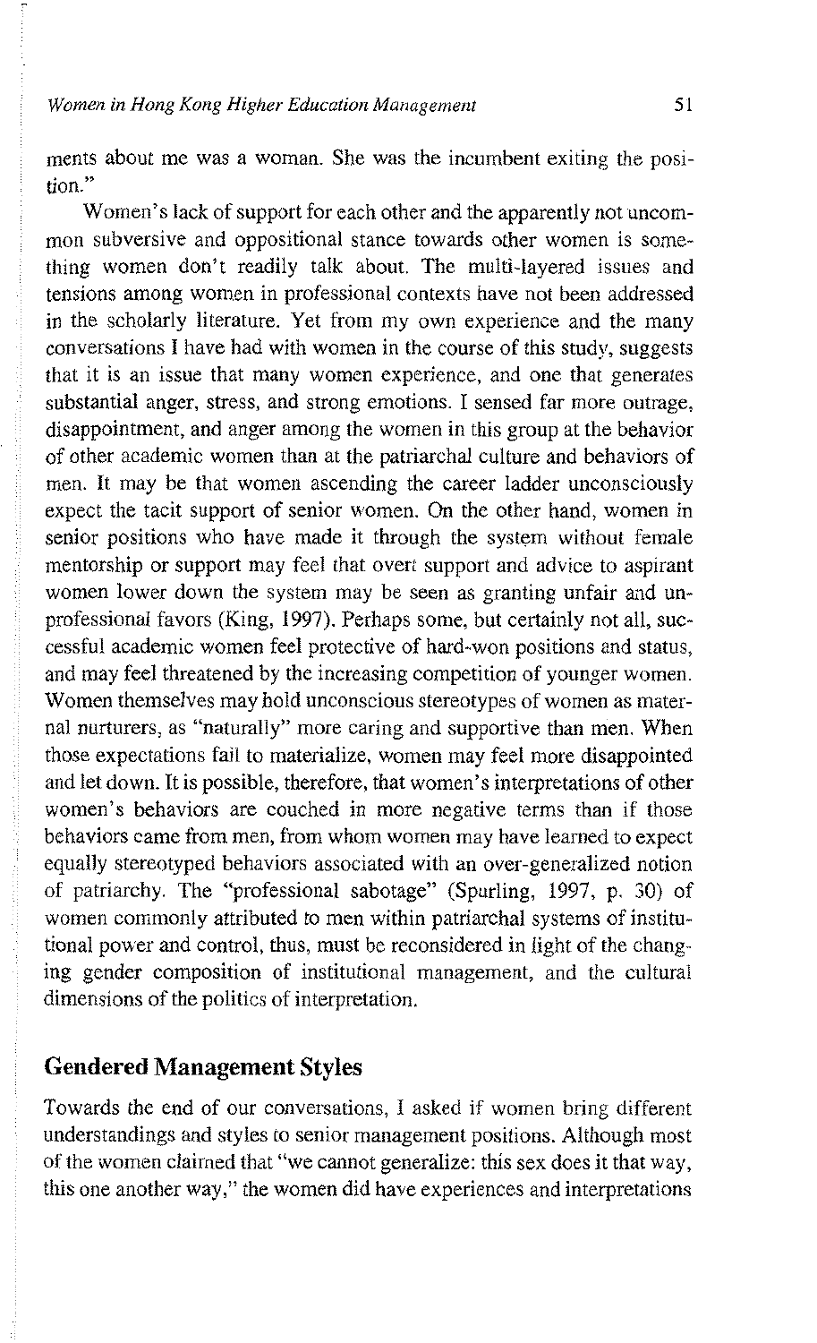ments about me was a woman. She was the incumbent exiting the position."

Women's lack of support for each other and the apparently not uncommon subversive and oppositional stance towards other women is something women don't readily talk about. The multi-layered issues and tensions among women in professional contexts have not been addressed in the scholarly literature. Yet from my own experience and the many conversations I have had with women in the course of this study, suggests that it is an issue that many women experience, and one that generates substantial anger, stress, and strong emotions. I sensed far more outrage, disappointment, and anger among the women in this group at the behavior of other academic women than at the patriarchal culture and behaviors of men. It may be that women ascending the career ladder unconsciously expect the tacit support of senior women. On the other hand, women in senior positions who have made it through the system without female mentorship or support may feel that overt support and advice to aspirant women lower down the system may be seen as granting unfair and unprofessional favors (King, 1997). Perhaps some, but certainly not all, successful academic women feel protective of hard-won positions and status, and may feel threatened by the increasing competition of younger women. Women themselves may hold unconscious stereotypes of women as maternal nurturers, as "naturally" more caring and supportive than men. When those expectations fail to materialize, women may feel more disappointed and let down. It is possible, therefore, that women's interpretations of other women's behaviors are couched in more negative terms than if those behaviors came from men, from whom women may have learned to expect equally stereotyped behaviors associated with an over-generalized notion of patriarchy. The "professional sabotage" (Spurling, 1997, p. 30) of women commonly attributed to men within patriarchal systems of institutional power and control, thus, must be reconsidered in light of the changing gender composition of institutional management, and the cultural dimensions of the politics of interpretation.

## Gendered Management Styles

Towards the end of our conversations, I asked if women bring different understandings and styles to senior management positions. Although most of the women claimed that "we cannot generalize: this sex does it that way, this one another way," the women did have experiences and interpretations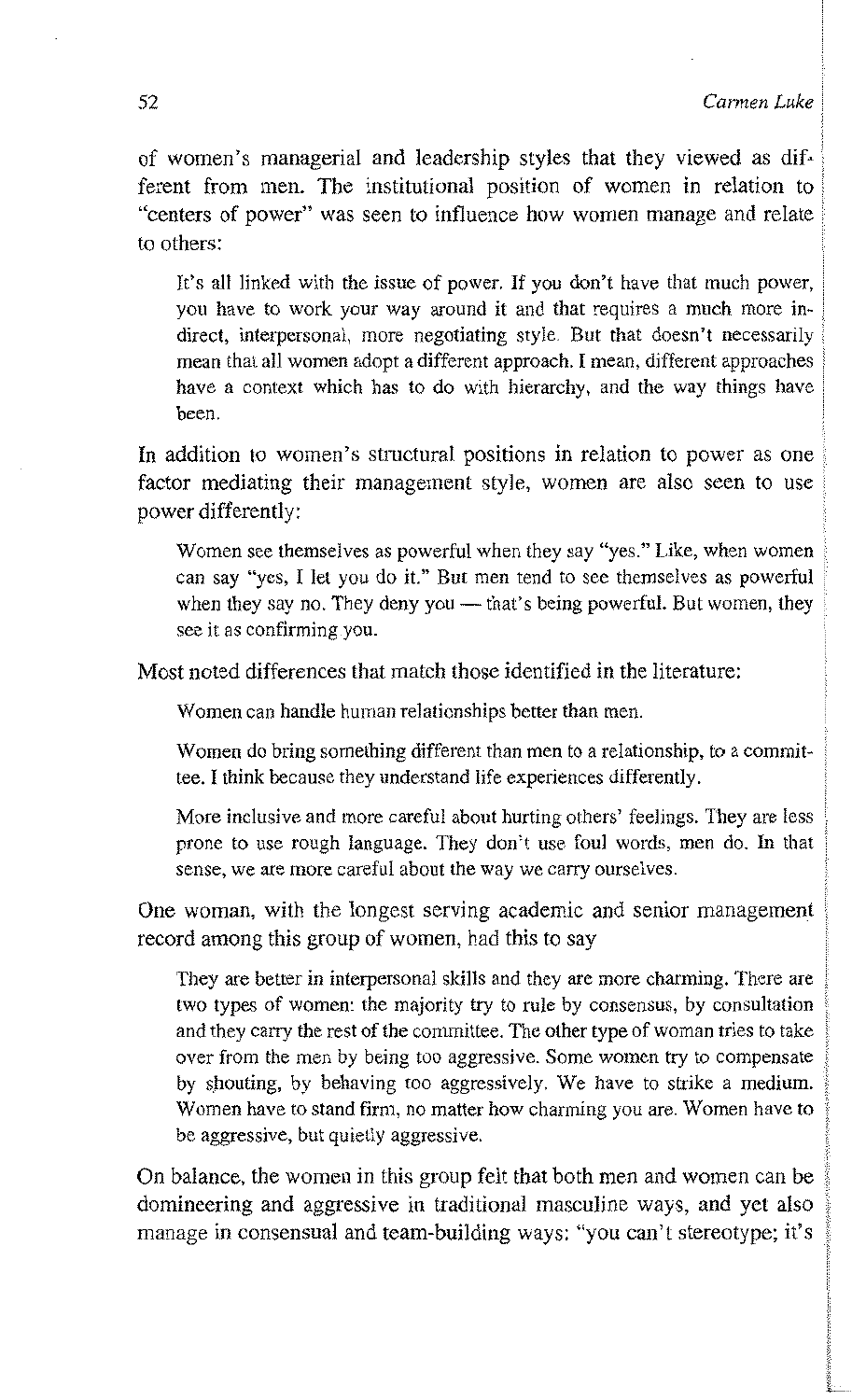of women's managerial and leadership styles that they viewed as different from men. The institutional position of women in relation to "centers of power" was seen to influence how women manage and relate to others:

> It's all linked with the issue of power. If you don't have that much power, you have to work your way around it and that requires a much more indirect, interpersonal, more negotiating style. But that doesn't necessarily mean that all women adopt a different approach. I mean, different approaches have a context which has to do with hierarchy, and the way things have been.

In addition to women's structural positions in relation to power as one factor mediating their management style, women are also seen to use power differently:

> Women see themselves as powerful when they say "yes." Like, when women can say "yes, I let you do it." But men tend to see themselves as powerful when they say no. They deny you — that's being powerful. But women, they see it as confirming you.

Most noted differences that match those identified in the literature:

> Women can handle human relationships better than men.

> Women do bring something different than men to a relationship, to a committee. I think because they understand life experiences differently.

> More inclusive and more careful about hurting others' feelings. They are less prone to use rough language. They don't use foul words, men do. In that sense, we are more careful about the way we carry ourselves.

One woman, with the longest serving academic and senior management record among this group of women, had this to say

> They are better in interpersonal skills and they are more charming. There are two types of women: the majority try to rule by consensus, by consultation and they carry the rest of the committee. The other type of woman tries to take over from the men by being too aggressive. Some women try to compensate by shouting, by behaving too aggressively. We have to strike a medium. Women have to stand firm, no matter how charming you are. Women have to be aggressive, but quietly aggressive.

On balance, the women in this group felt that both men and women can be domineering and aggressive in traditional masculine ways, and yet also manage in consensual and team-building ways: "you can't stereotype; it's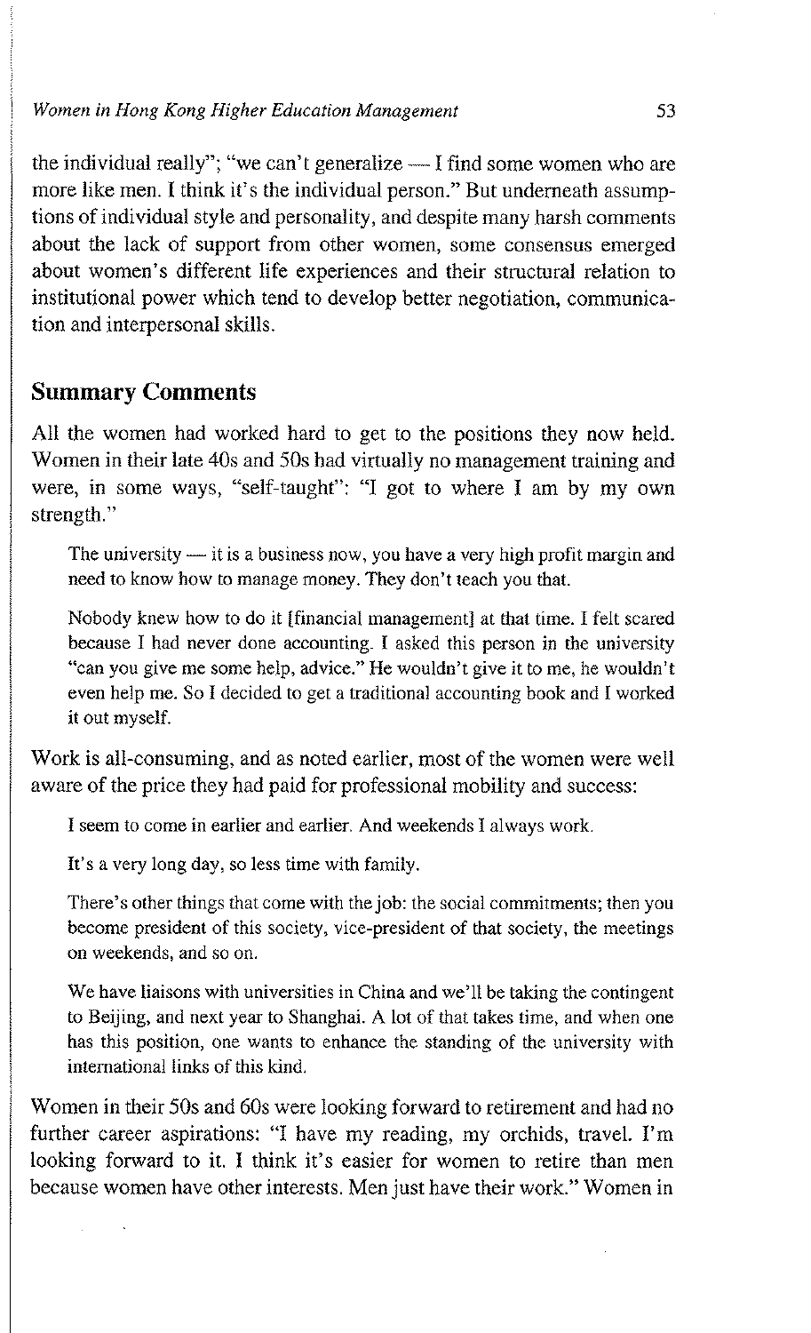the individual really"; "we can't generalize — I find some women who are more like men. I think it's the individual person." But underneath assumptions of individual style and personality, and despite many harsh comments about the lack of support from other women, some consensus emerged about women's different life experiences and their structural relation to institutional power which tend to develop better negotiation, communication and interpersonal skills.

## Summary Comments

All the women had worked hard to get to the positions they now held. Women in their late 40s and 50s had virtually no management training and were, in some ways, "self-taught": "I got to where I am by my own strength."

> The university — it is a business now, you have a very high profit margin and need to know how to manage money. They don't teach you that.
>
> Nobody knew how to do it [financial management] at that time. I felt scared because I had never done accounting. I asked this person in the university "can you give me some help, advice." He wouldn't give it to me, he wouldn't even help me. So I decided to get a traditional accounting book and I worked it out myself.

Work is all-consuming, and as noted earlier, most of the women were well aware of the price they had paid for professional mobility and success:

> I seem to come in earlier and earlier. And weekends I always work.
>
> It's a very long day, so less time with family.
>
> There's other things that come with the job: the social commitments; then you become president of this society, vice-president of that society, the meetings on weekends, and so on.
>
> We have liaisons with universities in China and we'll be taking the contingent to Beijing, and next year to Shanghai. A lot of that takes time, and when one has this position, one wants to enhance the standing of the university with international links of this kind.

Women in their 50s and 60s were looking forward to retirement and had no further career aspirations: "I have my reading, my orchids, travel. I'm looking forward to it. I think it's easier for women to retire than men because women have other interests. Men just have their work." Women in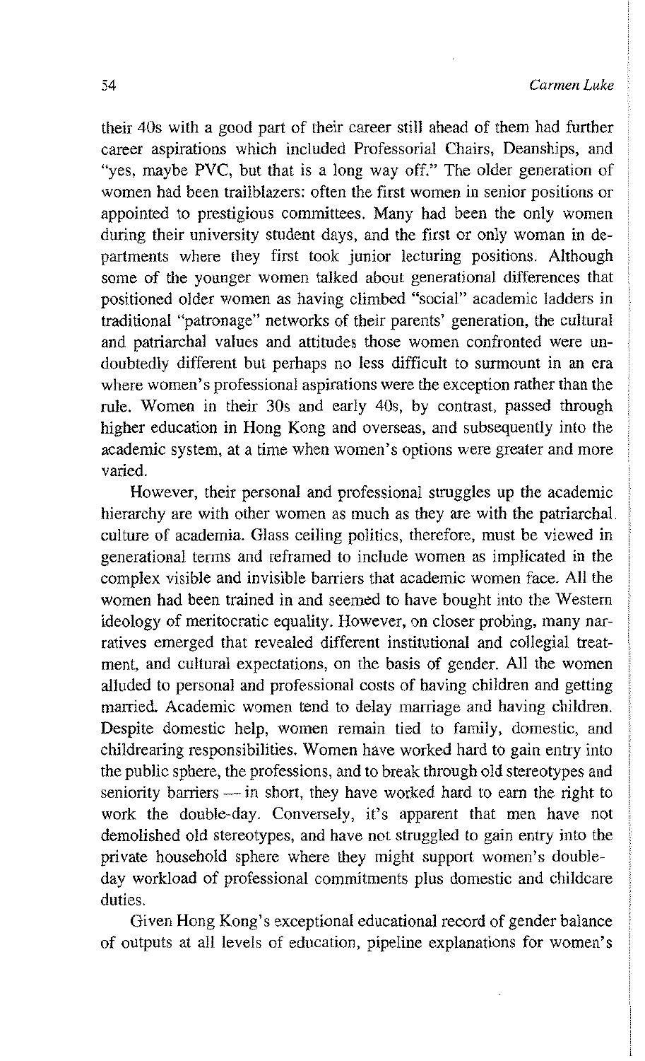their 40s with a good part of their career still ahead of them had further career aspirations which included Professorial Chairs, Deanships, and "yes, maybe PVC, but that is a long way off." The older generation of women had been trailblazers: often the first women in senior positions or appointed to prestigious committees. Many had been the only women during their university student days, and the first or only woman in departments where they first took junior lecturing positions. Although some of the younger women talked about generational differences that positioned older women as having climbed "social" academic ladders in traditional "patronage" networks of their parents' generation, the cultural and patriarchal values and attitudes those women confronted were undoubtedly different but perhaps no less difficult to surmount in an era where women's professional aspirations were the exception rather than the rule. Women in their 30s and early 40s, by contrast, passed through higher education in Hong Kong and overseas, and subsequently into the academic system, at a time when women's options were greater and more varied.

However, their personal and professional struggles up the academic hierarchy are with other women as much as they are with the patriarchal culture of academia. Glass ceiling politics, therefore, must be viewed in generational terms and reframed to include women as implicated in the complex visible and invisible barriers that academic women face. All the women had been trained in and seemed to have bought into the Western ideology of meritocratic equality. However, on closer probing, many narratives emerged that revealed different institutional and collegial treatment, and cultural expectations, on the basis of gender. All the women alluded to personal and professional costs of having children and getting married. Academic women tend to delay marriage and having children. Despite domestic help, women remain tied to family, domestic, and childrearing responsibilities. Women have worked hard to gain entry into the public sphere, the professions, and to break through old stereotypes and seniority barriers — in short, they have worked hard to earn the right to work the double-day. Conversely, it's apparent that men have not demolished old stereotypes, and have not struggled to gain entry into the private household sphere where they might support women's double-day workload of professional commitments plus domestic and childcare duties.

Given Hong Kong's exceptional educational record of gender balance of outputs at all levels of education, pipeline explanations for women's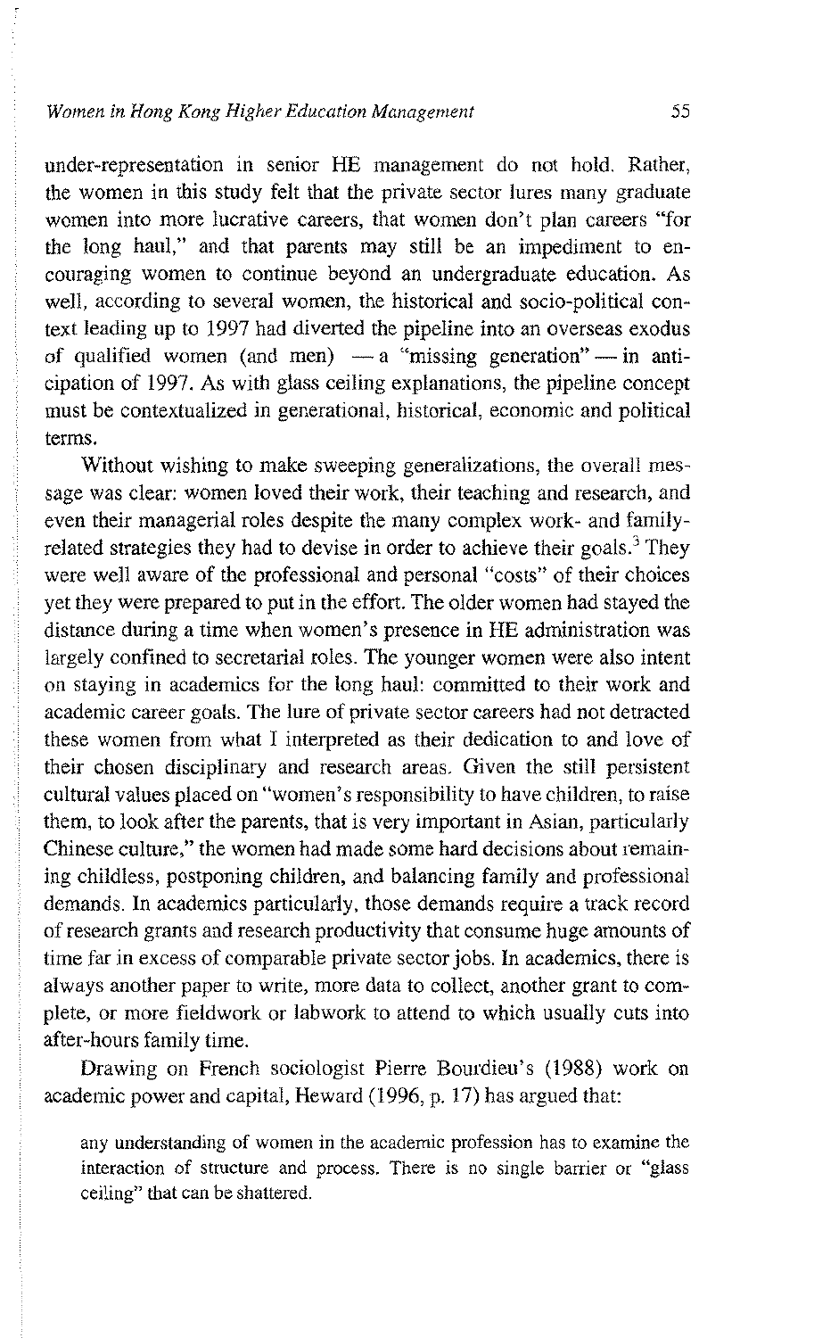under-representation in senior HE management do not hold. Rather, the women in this study felt that the private sector lures many graduate women into more lucrative careers, that women don't plan careers "for the long haul," and that parents may still be an impediment to encouraging women to continue beyond an undergraduate education. As well, according to several women, the historical and socio-political context leading up to 1997 had diverted the pipeline into an overseas exodus of qualified women (and men) — a "missing generation" — in anticipation of 1997. As with glass ceiling explanations, the pipeline concept must be contextualized in generational, historical, economic and political terms.

Without wishing to make sweeping generalizations, the overall message was clear: women loved their work, their teaching and research, and even their managerial roles despite the many complex work- and family-related strategies they had to devise in order to achieve their goals.[3] They were well aware of the professional and personal "costs" of their choices yet they were prepared to put in the effort. The older women had stayed the distance during a time when women's presence in HE administration was largely confined to secretarial roles. The younger women were also intent on staying in academics for the long haul: committed to their work and academic career goals. The lure of private sector careers had not detracted these women from what I interpreted as their dedication to and love of their chosen disciplinary and research areas. Given the still persistent cultural values placed on "women's responsibility to have children, to raise them, to look after the parents, that is very important in Asian, particularly Chinese culture," the women had made some hard decisions about remaining childless, postponing children, and balancing family and professional demands. In academics particularly, those demands require a track record of research grants and research productivity that consume huge amounts of time far in excess of comparable private sector jobs. In academics, there is always another paper to write, more data to collect, another grant to complete, or more fieldwork or labwork to attend to which usually cuts into after-hours family time.

Drawing on French sociologist Pierre Bourdieu's (1988) work on academic power and capital, Heward (1996, p. 17) has argued that:

> any understanding of women in the academic profession has to examine the interaction of structure and process. There is no single barrier or "glass ceiling" that can be shattered.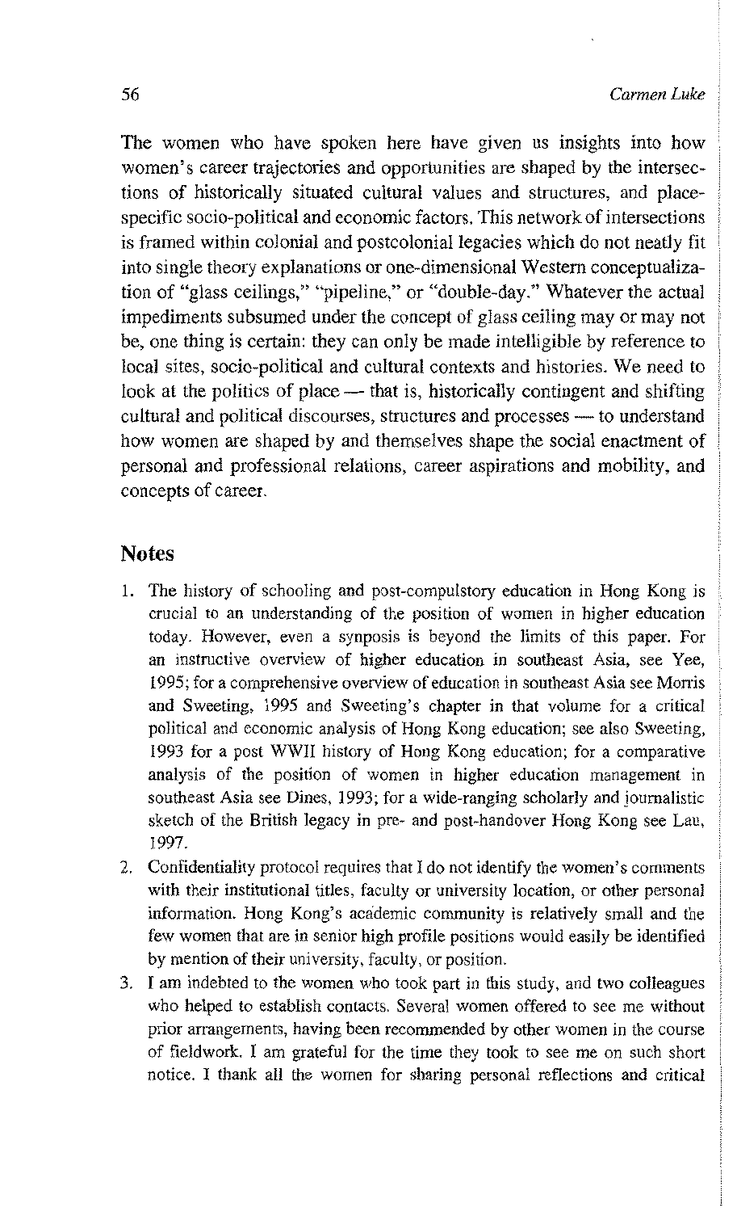The women who have spoken here have given us insights into how women's career trajectories and opportunities are shaped by the intersections of historically situated cultural values and structures, and place-specific socio-political and economic factors. This network of intersections is framed within colonial and postcolonial legacies which do not neatly fit into single theory explanations or one-dimensional Western conceptualization of "glass ceilings," "pipeline," or "double-day." Whatever the actual impediments subsumed under the concept of glass ceiling may or may not be, one thing is certain: they can only be made intelligible by reference to local sites, socio-political and cultural contexts and histories. We need to look at the politics of place — that is, historically contingent and shifting cultural and political discourses, structures and processes — to understand how women are shaped by and themselves shape the social enactment of personal and professional relations, career aspirations and mobility, and concepts of career.

## Notes

1. The history of schooling and post-compulstory education in Hong Kong is crucial to an understanding of the position of women in higher education today. However, even a synposis is beyond the limits of this paper. For an instructive overview of higher education in southeast Asia, see Yee, 1995; for a comprehensive overview of education in southeast Asia see Morris and Sweeting, 1995 and Sweeting's chapter in that volume for a critical political and economic analysis of Hong Kong education; see also Sweeting, 1993 for a post WWII history of Hong Kong education; for a comparative analysis of the position of women in higher education management in southeast Asia see Dines, 1993; for a wide-ranging scholarly and journalistic sketch of the British legacy in pre- and post-handover Hong Kong see Lau, 1997.
2. Confidentiality protocol requires that I do not identify the women's comments with their institutional titles, faculty or university location, or other personal information. Hong Kong's academic community is relatively small and the few women that are in senior high profile positions would easily be identified by mention of their university, faculty, or position.
3. I am indebted to the women who took part in this study, and two colleagues who helped to establish contacts. Several women offered to see me without prior arrangements, having been recommended by other women in the course of fieldwork. I am grateful for the time they took to see me on such short notice. I thank all the women for sharing personal reflections and critical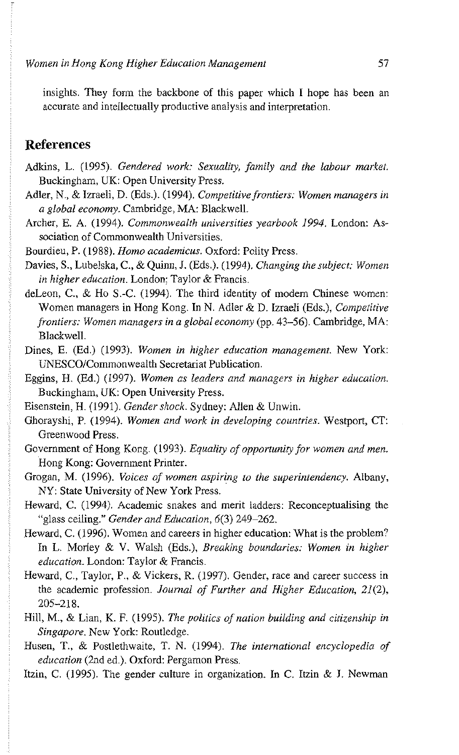insights. They form the backbone of this paper which I hope has been an accurate and intellectually productive analysis and interpretation.

## References

Adkins, L. (1995). *Gendered work: Sexuality, family and the labour market.* Buckingham, UK: Open University Press.

Adler, N., & Izraeli, D. (Eds.). (1994). *Competitive frontiers: Women managers in a global economy.* Cambridge, MA: Blackwell.

Archer, E. A. (1994). *Commonwealth universities yearbook 1994.* London: Association of Commonwealth Universities.

Bourdieu, P. (1988). *Homo academicus.* Oxford: Polity Press.

Davies, S., Lubelska, C., & Quinn, J. (Eds.). (1994). *Changing the subject: Women in higher education.* London: Taylor & Francis.

deLeon, C., & Ho S.-C. (1994). The third identity of modern Chinese women: Women managers in Hong Kong. In N. Adler & D. Izraeli (Eds.), *Competitive frontiers: Women managers in a global economy* (pp. 43–56). Cambridge, MA: Blackwell.

Dines, E. (Ed.) (1993). *Women in higher education management.* New York: UNESCO/Commonwealth Secretariat Publication.

Eggins, H. (Ed.) (1997). *Women as leaders and managers in higher education.* Buckingham, UK: Open University Press.

Eisenstein, H. (1991). *Gender shock.* Sydney: Allen & Unwin.

Ghorayshi, P. (1994). *Women and work in developing countries.* Westport, CT: Greenwood Press.

Government of Hong Kong. (1993). *Equality of opportunity for women and men.* Hong Kong: Government Printer.

Grogan, M. (1996). *Voices of women aspiring to the superintendency.* Albany, NY: State University of New York Press.

Heward, C. (1994). Academic snakes and merit ladders: Reconceptualising the "glass ceiling." *Gender and Education, 6*(3) 249–262.

Heward, C. (1996). Women and careers in higher education: What is the problem? In L. Morley & V. Walsh (Eds.), *Breaking boundaries: Women in higher education.* London: Taylor & Francis.

Heward, C., Taylor, P., & Vickers, R. (1997). Gender, race and career success in the academic profession. *Journal of Further and Higher Education, 21*(2), 205–218.

Hill, M., & Lian, K. F. (1995). *The politics of nation building and citizenship in Singapore.* New York: Routledge.

Husen, T., & Postlethwaite, T. N. (1994). *The international encyclopedia of education* (2nd ed.). Oxford: Pergamon Press.

Itzin, C. (1995). The gender culture in organization. In C. Itzin & J. Newman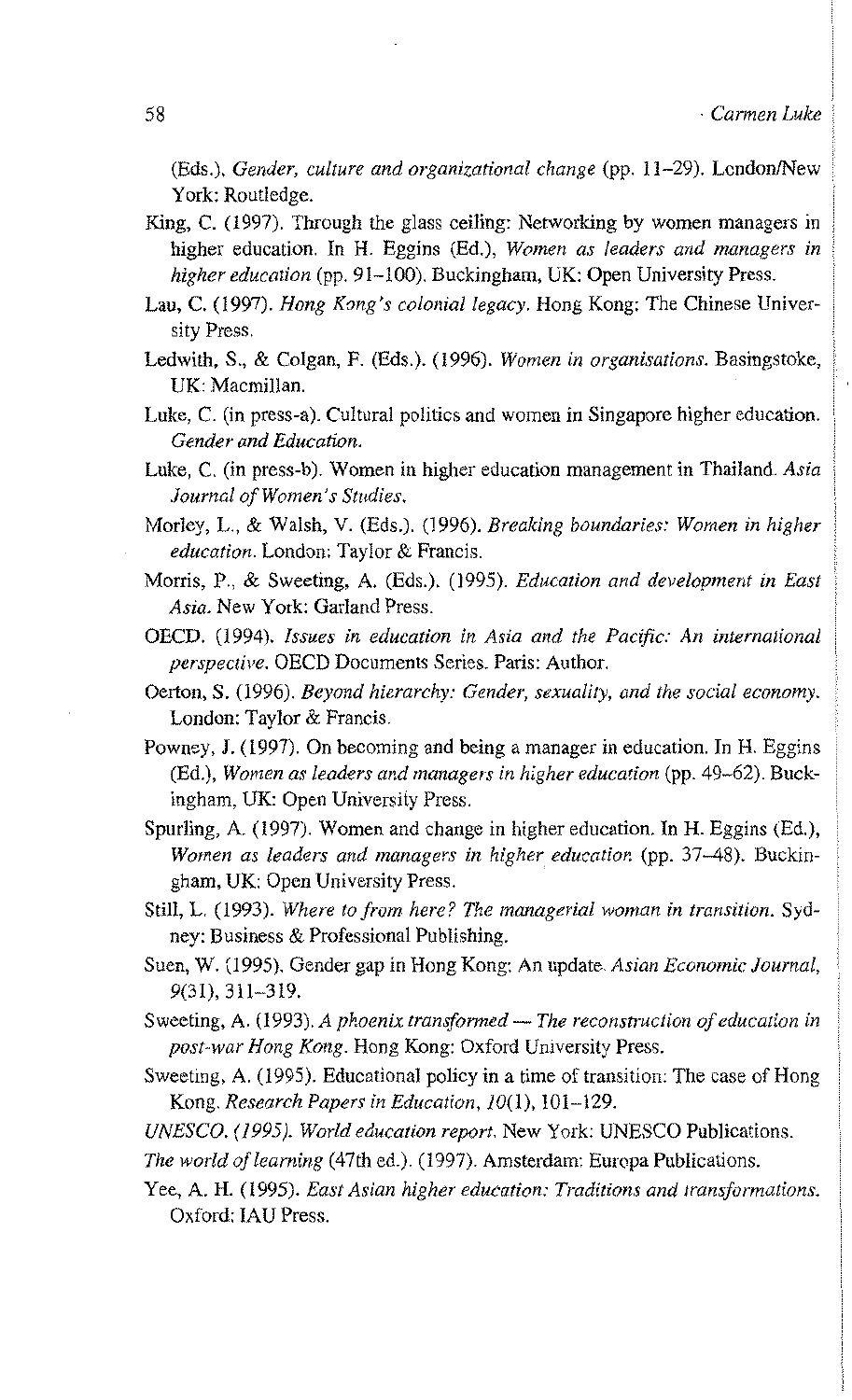(Eds.), *Gender, culture and organizational change* (pp. 11–29). London/New York: Routledge.

King, C. (1997). Through the glass ceiling: Networking by women managers in higher education. In H. Eggins (Ed.), *Women as leaders and managers in higher education* (pp. 91–100). Buckingham, UK: Open University Press.

Lau, C. (1997). *Hong Kong's colonial legacy*. Hong Kong: The Chinese University Press.

Ledwith, S., & Colgan, F. (Eds.). (1996). *Women in organisations*. Basingstoke, UK: Macmillan.

Luke, C. (in press-a). Cultural politics and women in Singapore higher education. *Gender and Education*.

Luke, C. (in press-b). Women in higher education management in Thailand. *Asia Journal of Women's Studies*.

Morley, L., & Walsh, V. (Eds.). (1996). *Breaking boundaries: Women in higher education*. London: Taylor & Francis.

Morris, P., & Sweeting, A. (Eds.). (1995). *Education and development in East Asia*. New York: Garland Press.

OECD. (1994). *Issues in education in Asia and the Pacific: An international perspective*. OECD Documents Series. Paris: Author.

Oerton, S. (1996). *Beyond hierarchy: Gender, sexuality, and the social economy*. London: Taylor & Francis.

Powney, J. (1997). On becoming and being a manager in education. In H. Eggins (Ed.), *Women as leaders and managers in higher education* (pp. 49–62). Buckingham, UK: Open University Press.

Spurling, A. (1997). Women and change in higher education. In H. Eggins (Ed.), *Women as leaders and managers in higher education* (pp. 37–48). Buckingham, UK: Open University Press.

Still, L. (1993). *Where to from here? The managerial woman in transition*. Sydney: Business & Professional Publishing.

Suen, W. (1995). Gender gap in Hong Kong: An update. *Asian Economic Journal*, *9*(31), 311–319.

Sweeting, A. (1993). *A phoenix transformed — The reconstruction of education in post-war Hong Kong*. Hong Kong: Oxford University Press.

Sweeting, A. (1995). Educational policy in a time of transition: The case of Hong Kong. *Research Papers in Education*, *10*(1), 101–129.

*UNESCO. (1995). World education report*. New York: UNESCO Publications.

*The world of learning* (47th ed.). (1997). Amsterdam: Europa Publications.

Yee, A. H. (1995). *East Asian higher education: Traditions and transformations*. Oxford: IAU Press.